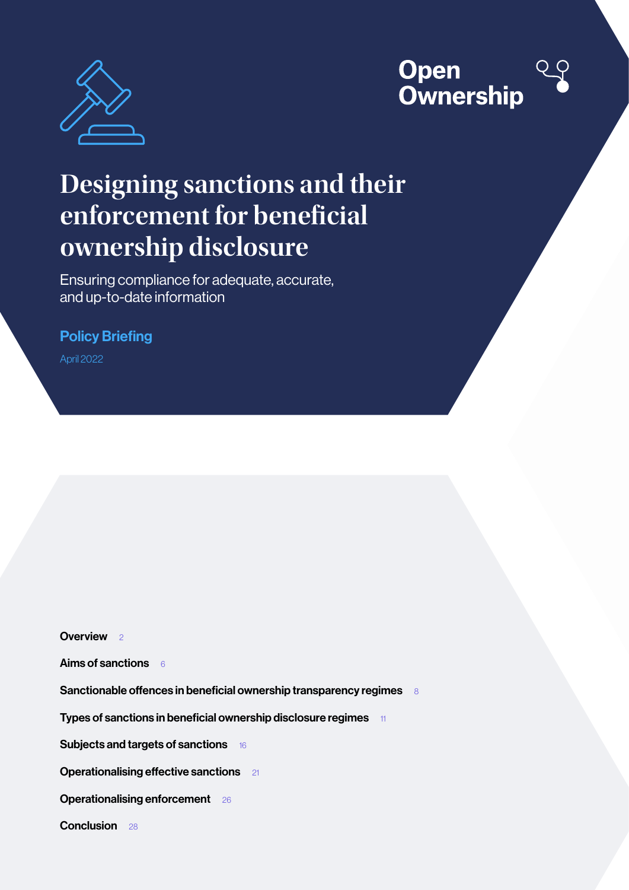Open Ownership

# Designing sanctions and their enforcement for beneficial ownership disclosure

Ensuring compliance for adequate, accurate, and up-to-date information

**Policy Briefing**

April 2022

**Overview** 2

**Aims of sanctions** 6

**Sanctionable offences in beneficial ownership transparency regimes** 8

**Types of sanctions in beneficial ownership disclosure regimes** 11

**Subjects and targets of sanctions** 16

**Operationalising effective sanctions** 21

**Operationalising enforcement** 26

**Conclusion** 28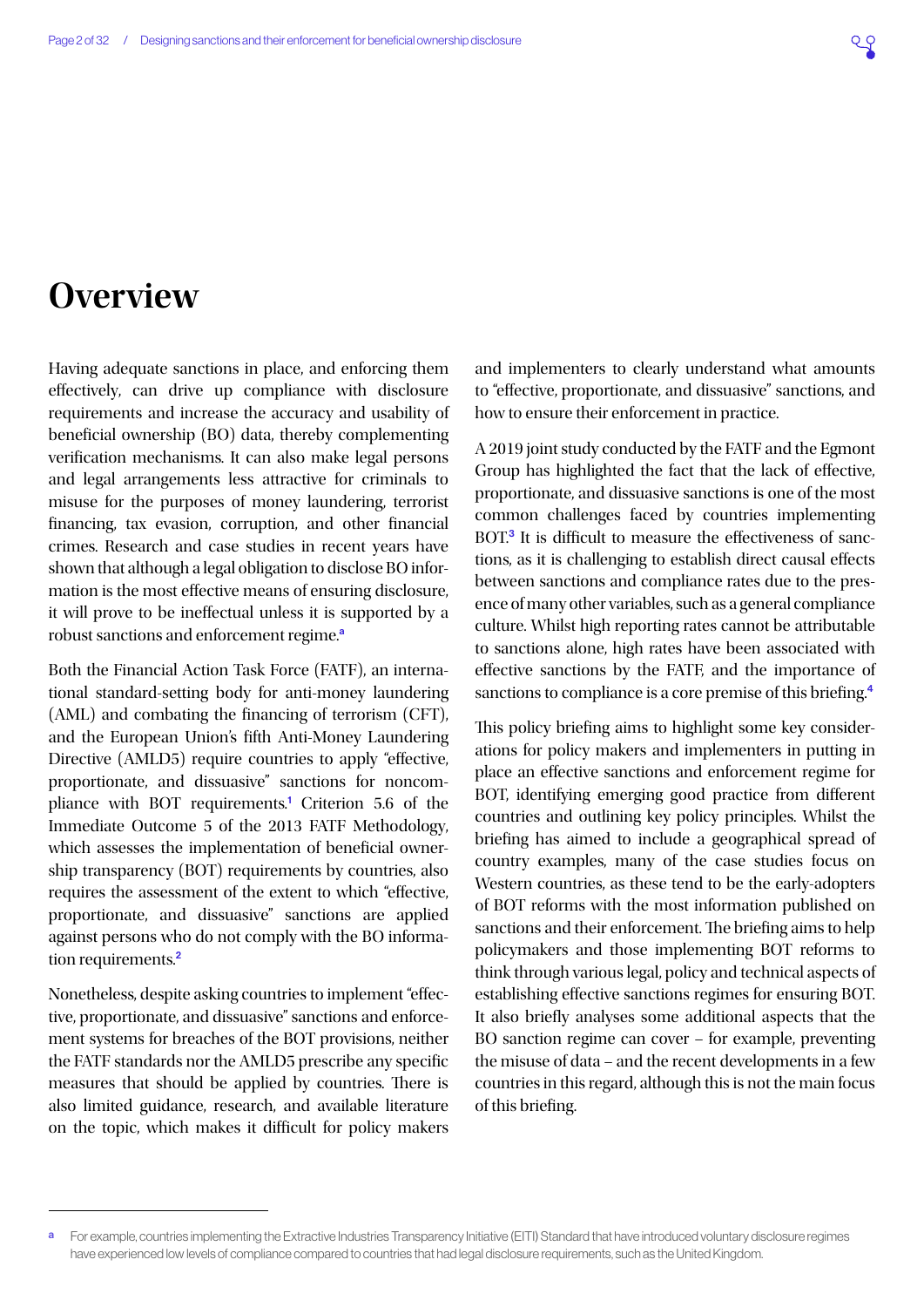# Overview

Having adequate sanctions in place, and enforcing them effectively, can drive up compliance with disclosure requirements and increase the accuracy and usability of beneficial ownership (BO) data, thereby complementing verification mechanisms. It can also make legal persons and legal arrangements less attractive for criminals to misuse for the purposes of money laundering, terrorist financing, tax evasion, corruption, and other financial crimes. Research and case studies in recent years have shown that although a legal obligation to disclose BO information is the most effective means of ensuring disclosure, it will prove to be ineffectual unless it is supported by a robust sanctions and enforcement regime.[a]

Both the Financial Action Task Force (FATF), an international standard-setting body for anti-money laundering (AML) and combating the financing of terrorism (CFT), and the European Union's fifth Anti-Money Laundering Directive (AMLD5) require countries to apply "effective, proportionate, and dissuasive" sanctions for noncompliance with BOT requirements.[1] Criterion 5.6 of the Immediate Outcome 5 of the 2013 FATF Methodology, which assesses the implementation of beneficial ownership transparency (BOT) requirements by countries, also requires the assessment of the extent to which "effective, proportionate, and dissuasive" sanctions are applied against persons who do not comply with the BO information requirements.[2]

Nonetheless, despite asking countries to implement "effective, proportionate, and dissuasive" sanctions and enforcement systems for breaches of the BOT provisions, neither the FATF standards nor the AMLD5 prescribe any specific measures that should be applied by countries. There is also limited guidance, research, and available literature on the topic, which makes it difficult for policy makers and implementers to clearly understand what amounts to "effective, proportionate, and dissuasive" sanctions, and how to ensure their enforcement in practice.

A 2019 joint study conducted by the FATF and the Egmont Group has highlighted the fact that the lack of effective, proportionate, and dissuasive sanctions is one of the most common challenges faced by countries implementing BOT.[3] It is difficult to measure the effectiveness of sanctions, as it is challenging to establish direct causal effects between sanctions and compliance rates due to the presence of many other variables, such as a general compliance culture. Whilst high reporting rates cannot be attributable to sanctions alone, high rates have been associated with effective sanctions by the FATF, and the importance of sanctions to compliance is a core premise of this briefing.[4]

This policy briefing aims to highlight some key considerations for policy makers and implementers in putting in place an effective sanctions and enforcement regime for BOT, identifying emerging good practice from different countries and outlining key policy principles. Whilst the briefing has aimed to include a geographical spread of country examples, many of the case studies focus on Western countries, as these tend to be the early-adopters of BOT reforms with the most information published on sanctions and their enforcement. The briefing aims to help policymakers and those implementing BOT reforms to think through various legal, policy and technical aspects of establishing effective sanctions regimes for ensuring BOT. It also briefly analyses some additional aspects that the BO sanction regime can cover – for example, preventing the misuse of data – and the recent developments in a few countries in this regard, although this is not the main focus of this briefing.

---

[a] For example, countries implementing the Extractive Industries Transparency Initiative (EITI) Standard that have introduced voluntary disclosure regimes have experienced low levels of compliance compared to countries that had legal disclosure requirements, such as the United Kingdom.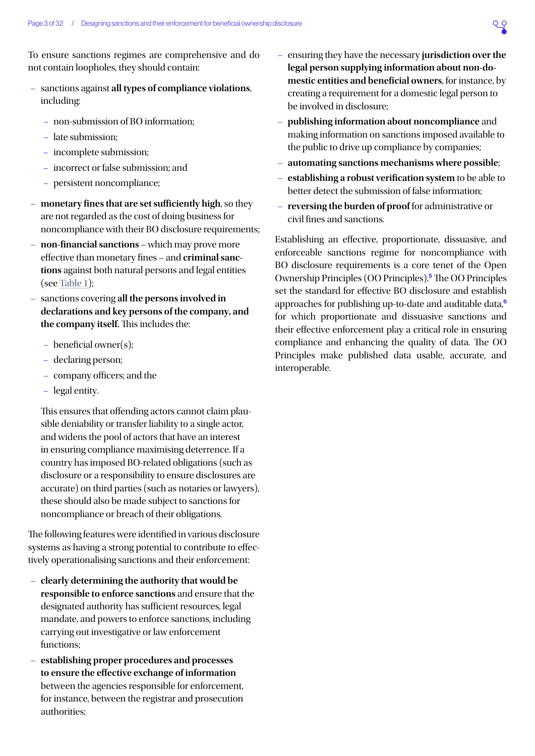To ensure sanctions regimes are comprehensive and do not contain loopholes, they should contain:

- sanctions against **all types of compliance violations**, including:
  - non-submission of BO information;
  - late submission;
  - incomplete submission;
  - incorrect or false submission; and
  - persistent noncompliance;
- **monetary fines that are set sufficiently high**, so they are not regarded as the cost of doing business for noncompliance with their BO disclosure requirements;
- **non-financial sanctions** – which may prove more effective than monetary fines – and **criminal sanctions** against both natural persons and legal entities (see Table 1);
- sanctions covering **all the persons involved in declarations and key persons of the company, and the company itself.** This includes the:
  - beneficial owner(s);
  - declaring person;
  - company officers; and the
  - legal entity.

  This ensures that offending actors cannot claim plausible deniability or transfer liability to a single actor, and widens the pool of actors that have an interest in ensuring compliance maximising deterrence. If a country has imposed BO-related obligations (such as disclosure or a responsibility to ensure disclosures are accurate) on third parties (such as notaries or lawyers), these should also be made subject to sanctions for noncompliance or breach of their obligations.

The following features were identified in various disclosure systems as having a strong potential to contribute to effectively operationalising sanctions and their enforcement:

- **clearly determining the authority that would be responsible to enforce sanctions** and ensure that the designated authority has sufficient resources, legal mandate, and powers to enforce sanctions, including carrying out investigative or law enforcement functions;
- **establishing proper procedures and processes to ensure the effective exchange of information** between the agencies responsible for enforcement, for instance, between the registrar and prosecution authorities;
- ensuring they have the necessary **jurisdiction over the legal person supplying information about non-domestic entities and beneficial owners**, for instance, by creating a requirement for a domestic legal person to be involved in disclosure;
- **publishing information about noncompliance** and making information on sanctions imposed available to the public to drive up compliance by companies;
- **automating sanctions mechanisms where possible**;
- **establishing a robust verification system** to be able to better detect the submission of false information;
- **reversing the burden of proof** for administrative or civil fines and sanctions.

Establishing an effective, proportionate, dissuasive, and enforceable sanctions regime for noncompliance with BO disclosure requirements is a core tenet of the Open Ownership Principles (OO Principles).[5] The OO Principles set the standard for effective BO disclosure and establish approaches for publishing up-to-date and auditable data,[6] for which proportionate and dissuasive sanctions and their effective enforcement play a critical role in ensuring compliance and enhancing the quality of data. The OO Principles make published data usable, accurate, and interoperable.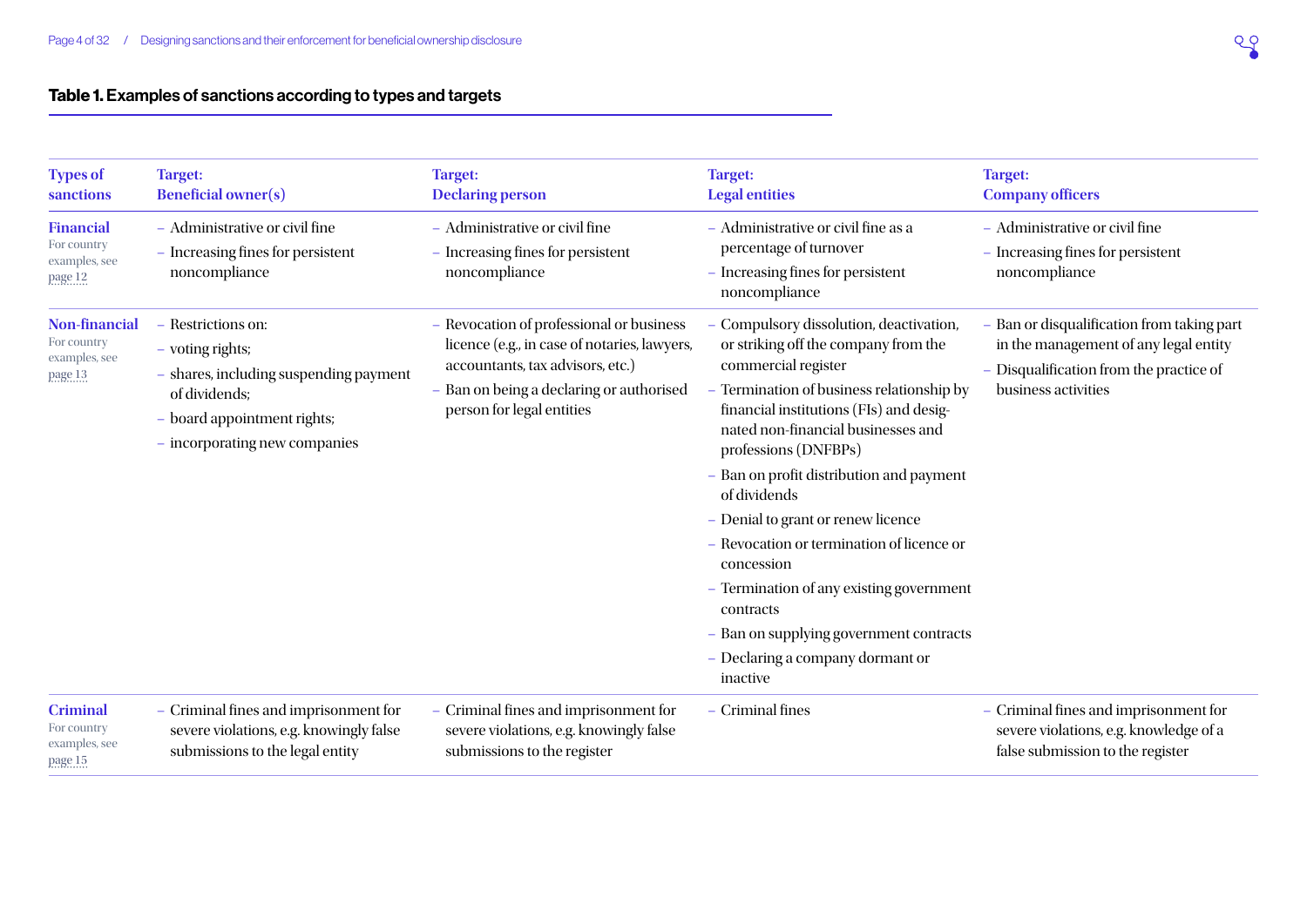### Table 1. Examples of sanctions according to types and targets

| Types of sanctions | Target: Beneficial owner(s) | Target: Declaring person | Target: Legal entities | Target: Company officers |
|---|---|---|---|---|
| **Financial** For country examples, see page 12 | – Administrative or civil fine<br>– Increasing fines for persistent noncompliance | – Administrative or civil fine<br>– Increasing fines for persistent noncompliance | – Administrative or civil fine as a percentage of turnover<br>– Increasing fines for persistent noncompliance | – Administrative or civil fine<br>– Increasing fines for persistent noncompliance |
| **Non-financial** For country examples, see page 13 | – Restrictions on:<br>– voting rights;<br>– shares, including suspending payment of dividends;<br>– board appointment rights;<br>– incorporating new companies | – Revocation of professional or business licence (e.g., in case of notaries, lawyers, accountants, tax advisors, etc.)<br>– Ban on being a declaring or authorised person for legal entities | – Compulsory dissolution, deactivation, or striking off the company from the commercial register<br>– Termination of business relationship by financial institutions (FIs) and designated non-financial businesses and professions (DNFBPs)<br>– Ban on profit distribution and payment of dividends<br>– Denial to grant or renew licence<br>– Revocation or termination of licence or concession<br>– Termination of any existing government contracts<br>– Ban on supplying government contracts<br>– Declaring a company dormant or inactive | – Ban or disqualification from taking part in the management of any legal entity<br>– Disqualification from the practice of business activities |
| **Criminal** For country examples, see page 15 | – Criminal fines and imprisonment for severe violations, e.g. knowingly false submissions to the legal entity | – Criminal fines and imprisonment for severe violations, e.g. knowingly false submissions to the register | – Criminal fines | – Criminal fines and imprisonment for severe violations, e.g. knowledge of a false submission to the register |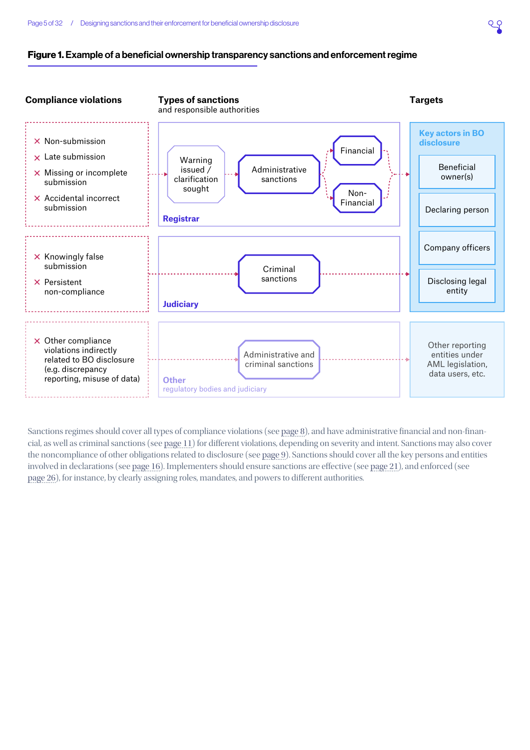**Figure 1. Example of a beneficial ownership transparency sanctions and enforcement regime**

| Compliance violations | Types of sanctions and responsible authorities | Targets |
|---|---|---|
| × Non-submission<br>× Late submission<br>× Missing or incomplete submission<br>× Accidental incorrect submission | **Registrar**: Warning issued / clarification sought → Administrative sanctions → Financial / Non-Financial | **Key actors in BO disclosure**: Beneficial owner(s); Declaring person; Company officers; Disclosing legal entity |
| × Knowingly false submission<br>× Persistent non-compliance | **Judiciary**: Criminal sanctions | **Key actors in BO disclosure** |
| × Other compliance violations indirectly related to BO disclosure (e.g. discrepancy reporting, misuse of data) | **Other** regulatory bodies and judiciary: Administrative and criminal sanctions | Other reporting entities under AML legislation, data users, etc. |

Sanctions regimes should cover all types of compliance violations (see page 8), and have administrative financial and non-financial, as well as criminal sanctions (see page 11) for different violations, depending on severity and intent. Sanctions may also cover the noncompliance of other obligations related to disclosure (see page 9). Sanctions should cover all the key persons and entities involved in declarations (see page 16). Implementers should ensure sanctions are effective (see page 21), and enforced (see page 26), for instance, by clearly assigning roles, mandates, and powers to different authorities.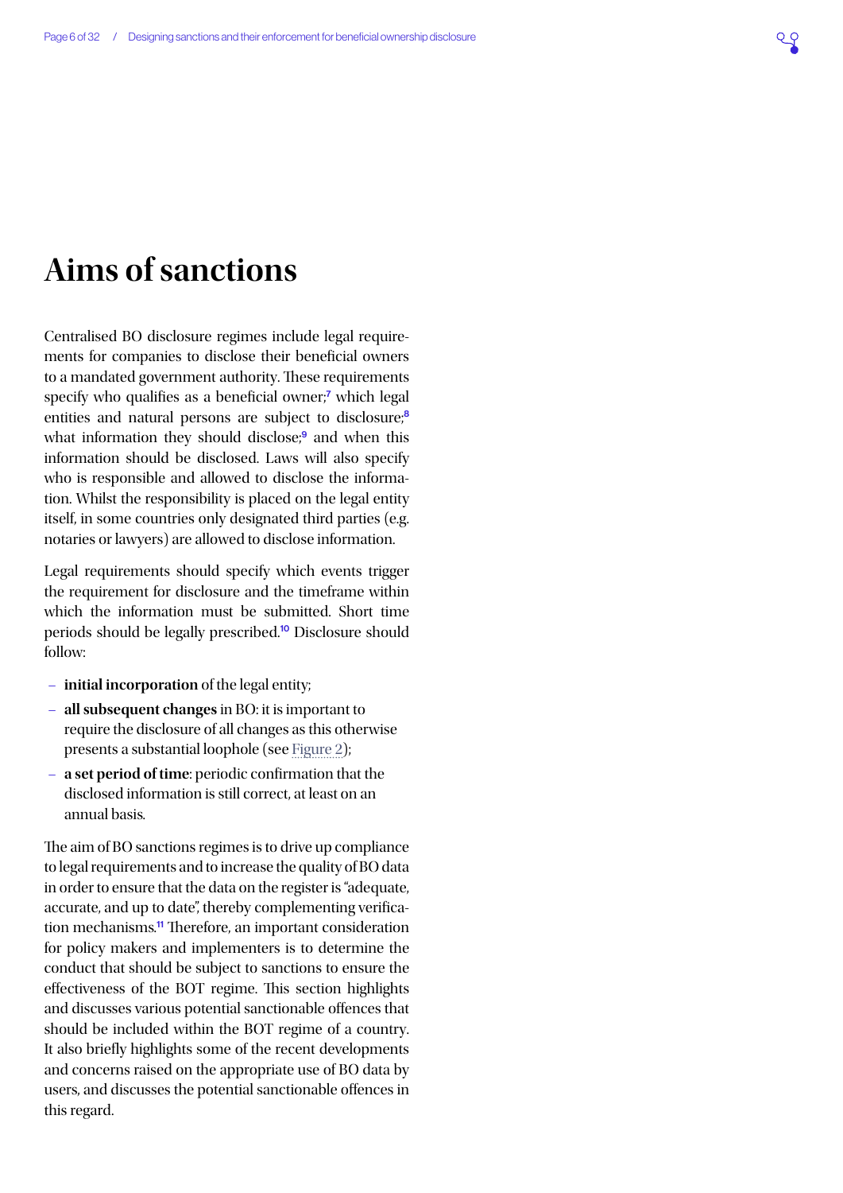# Aims of sanctions

Centralised BO disclosure regimes include legal requirements for companies to disclose their beneficial owners to a mandated government authority. These requirements specify who qualifies as a beneficial owner;[7] which legal entities and natural persons are subject to disclosure;[8] what information they should disclose;[9] and when this information should be disclosed. Laws will also specify who is responsible and allowed to disclose the information. Whilst the responsibility is placed on the legal entity itself, in some countries only designated third parties (e.g. notaries or lawyers) are allowed to disclose information.

Legal requirements should specify which events trigger the requirement for disclosure and the timeframe within which the information must be submitted. Short time periods should be legally prescribed.[10] Disclosure should follow:

- **initial incorporation** of the legal entity;
- **all subsequent changes** in BO: it is important to require the disclosure of all changes as this otherwise presents a substantial loophole (see Figure 2);
- **a set period of time**: periodic confirmation that the disclosed information is still correct, at least on an annual basis.

The aim of BO sanctions regimes is to drive up compliance to legal requirements and to increase the quality of BO data in order to ensure that the data on the register is "adequate, accurate, and up to date", thereby complementing verification mechanisms.[11] Therefore, an important consideration for policy makers and implementers is to determine the conduct that should be subject to sanctions to ensure the effectiveness of the BOT regime. This section highlights and discusses various potential sanctionable offences that should be included within the BOT regime of a country. It also briefly highlights some of the recent developments and concerns raised on the appropriate use of BO data by users, and discusses the potential sanctionable offences in this regard.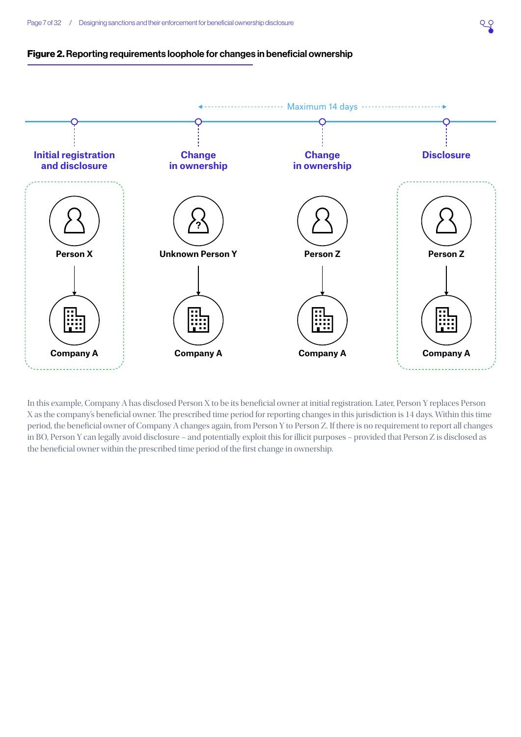**Figure 2. Reporting requirements loophole for changes in beneficial ownership**

Maximum 14 days

| Initial registration and disclosure | Change in ownership | Change in ownership | Disclosure |
|---|---|---|---|
| Person X | Unknown Person Y | Person Z | Person Z |
| Company A | Company A | Company A | Company A |

In this example, Company A has disclosed Person X to be its beneficial owner at initial registration. Later, Person Y replaces Person X as the company's beneficial owner. The prescribed time period for reporting changes in this jurisdiction is 14 days. Within this time period, the beneficial owner of Company A changes again, from Person Y to Person Z. If there is no requirement to report all changes in BO, Person Y can legally avoid disclosure – and potentially exploit this for illicit purposes – provided that Person Z is disclosed as the beneficial owner within the prescribed time period of the first change in ownership.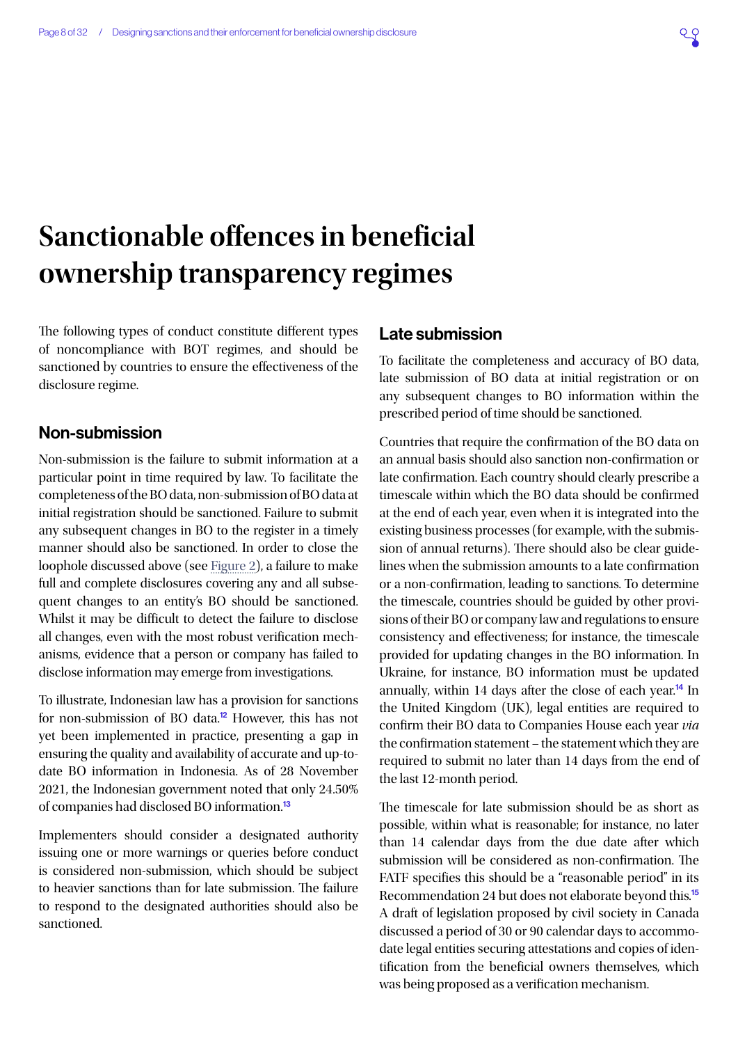# Sanctionable offences in beneficial ownership transparency regimes

The following types of conduct constitute different types of noncompliance with BOT regimes, and should be sanctioned by countries to ensure the effectiveness of the disclosure regime.

## Non-submission

Non-submission is the failure to submit information at a particular point in time required by law. To facilitate the completeness of the BO data, non-submission of BO data at initial registration should be sanctioned. Failure to submit any subsequent changes in BO to the register in a timely manner should also be sanctioned. In order to close the loophole discussed above (see Figure 2), a failure to make full and complete disclosures covering any and all subsequent changes to an entity's BO should be sanctioned. Whilst it may be difficult to detect the failure to disclose all changes, even with the most robust verification mechanisms, evidence that a person or company has failed to disclose information may emerge from investigations.

To illustrate, Indonesian law has a provision for sanctions for non-submission of BO data.[12] However, this has not yet been implemented in practice, presenting a gap in ensuring the quality and availability of accurate and up-to-date BO information in Indonesia. As of 28 November 2021, the Indonesian government noted that only 24.50% of companies had disclosed BO information.[13]

Implementers should consider a designated authority issuing one or more warnings or queries before conduct is considered non-submission, which should be subject to heavier sanctions than for late submission. The failure to respond to the designated authorities should also be sanctioned.

## Late submission

To facilitate the completeness and accuracy of BO data, late submission of BO data at initial registration or on any subsequent changes to BO information within the prescribed period of time should be sanctioned.

Countries that require the confirmation of the BO data on an annual basis should also sanction non-confirmation or late confirmation. Each country should clearly prescribe a timescale within which the BO data should be confirmed at the end of each year, even when it is integrated into the existing business processes (for example, with the submission of annual returns). There should also be clear guidelines when the submission amounts to a late confirmation or a non-confirmation, leading to sanctions. To determine the timescale, countries should be guided by other provisions of their BO or company law and regulations to ensure consistency and effectiveness; for instance, the timescale provided for updating changes in the BO information. In Ukraine, for instance, BO information must be updated annually, within 14 days after the close of each year.[14] In the United Kingdom (UK), legal entities are required to confirm their BO data to Companies House each year *via* the confirmation statement – the statement which they are required to submit no later than 14 days from the end of the last 12-month period.

The timescale for late submission should be as short as possible, within what is reasonable; for instance, no later than 14 calendar days from the due date after which submission will be considered as non-confirmation. The FATF specifies this should be a "reasonable period" in its Recommendation 24 but does not elaborate beyond this.[15] A draft of legislation proposed by civil society in Canada discussed a period of 30 or 90 calendar days to accommodate legal entities securing attestations and copies of identification from the beneficial owners themselves, which was being proposed as a verification mechanism.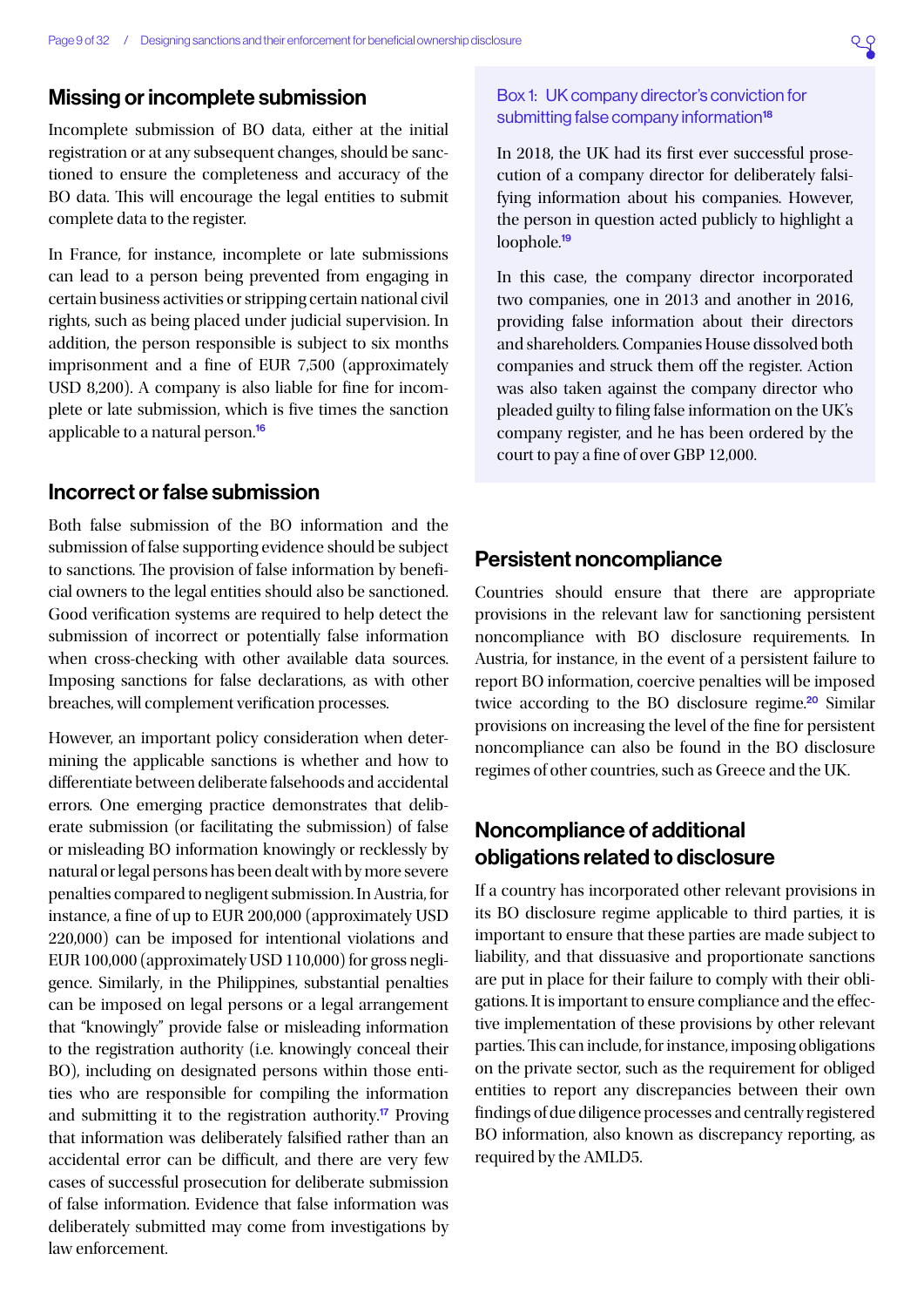## Missing or incomplete submission

Incomplete submission of BO data, either at the initial registration or at any subsequent changes, should be sanctioned to ensure the completeness and accuracy of the BO data. This will encourage the legal entities to submit complete data to the register.

In France, for instance, incomplete or late submissions can lead to a person being prevented from engaging in certain business activities or stripping certain national civil rights, such as being placed under judicial supervision. In addition, the person responsible is subject to six months imprisonment and a fine of EUR 7,500 (approximately USD 8,200). A company is also liable for fine for incomplete or late submission, which is five times the sanction applicable to a natural person.[16]

## Incorrect or false submission

Both false submission of the BO information and the submission of false supporting evidence should be subject to sanctions. The provision of false information by beneficial owners to the legal entities should also be sanctioned. Good verification systems are required to help detect the submission of incorrect or potentially false information when cross-checking with other available data sources. Imposing sanctions for false declarations, as with other breaches, will complement verification processes.

However, an important policy consideration when determining the applicable sanctions is whether and how to differentiate between deliberate falsehoods and accidental errors. One emerging practice demonstrates that deliberate submission (or facilitating the submission) of false or misleading BO information knowingly or recklessly by natural or legal persons has been dealt with by more severe penalties compared to negligent submission. In Austria, for instance, a fine of up to EUR 200,000 (approximately USD 220,000) can be imposed for intentional violations and EUR 100,000 (approximately USD 110,000) for gross negligence. Similarly, in the Philippines, substantial penalties can be imposed on legal persons or a legal arrangement that "knowingly" provide false or misleading information to the registration authority (i.e. knowingly conceal their BO), including on designated persons within those entities who are responsible for compiling the information and submitting it to the registration authority.[17] Proving that information was deliberately falsified rather than an accidental error can be difficult, and there are very few cases of successful prosecution for deliberate submission of false information. Evidence that false information was deliberately submitted may come from investigations by law enforcement.

> **Box 1: UK company director's conviction for submitting false company information[18]**
>
> In 2018, the UK had its first ever successful prosecution of a company director for deliberately falsifying information about his companies. However, the person in question acted publicly to highlight a loophole.[19]
>
> In this case, the company director incorporated two companies, one in 2013 and another in 2016, providing false information about their directors and shareholders. Companies House dissolved both companies and struck them off the register. Action was also taken against the company director who pleaded guilty to filing false information on the UK's company register, and he has been ordered by the court to pay a fine of over GBP 12,000.

## Persistent noncompliance

Countries should ensure that there are appropriate provisions in the relevant law for sanctioning persistent noncompliance with BO disclosure requirements. In Austria, for instance, in the event of a persistent failure to report BO information, coercive penalties will be imposed twice according to the BO disclosure regime.[20] Similar provisions on increasing the level of the fine for persistent noncompliance can also be found in the BO disclosure regimes of other countries, such as Greece and the UK.

## Noncompliance of additional obligations related to disclosure

If a country has incorporated other relevant provisions in its BO disclosure regime applicable to third parties, it is important to ensure that these parties are made subject to liability, and that dissuasive and proportionate sanctions are put in place for their failure to comply with their obligations. It is important to ensure compliance and the effective implementation of these provisions by other relevant parties. This can include, for instance, imposing obligations on the private sector, such as the requirement for obliged entities to report any discrepancies between their own findings of due diligence processes and centrally registered BO information, also known as discrepancy reporting, as required by the AMLD5.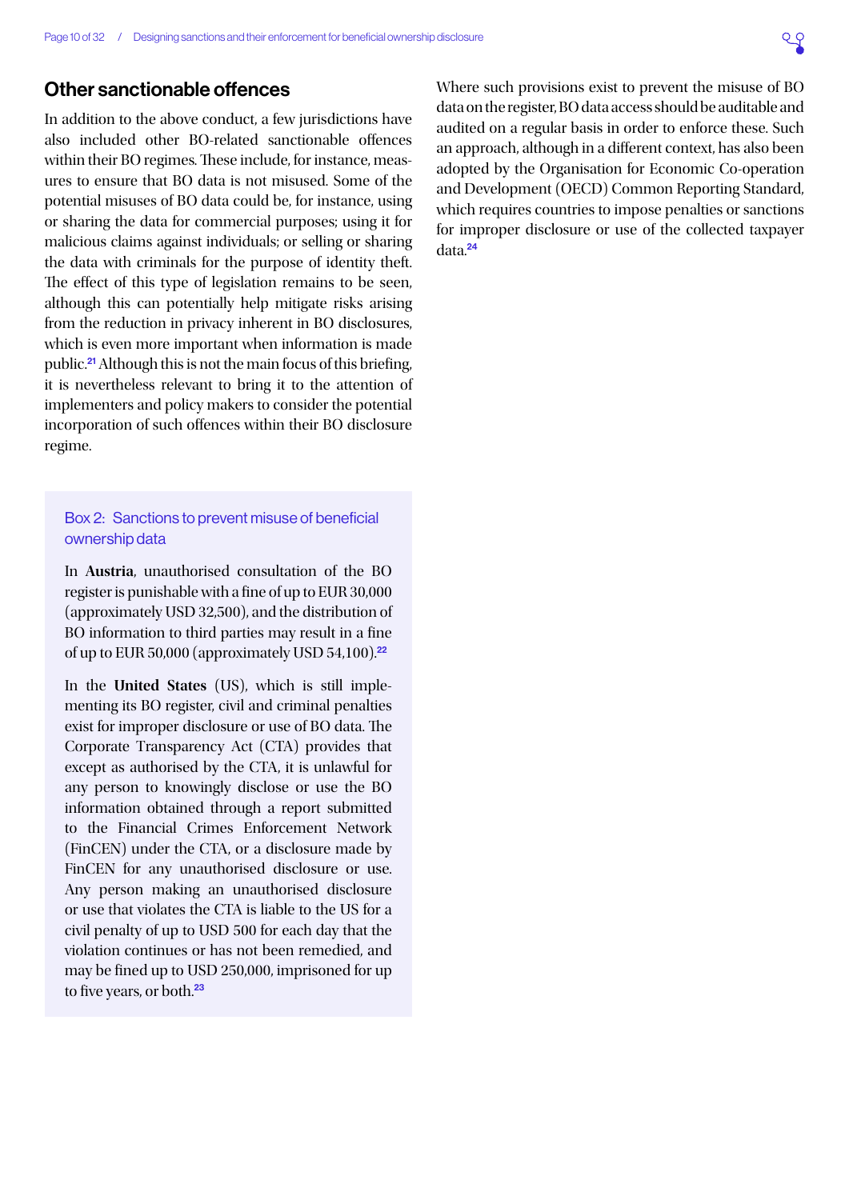## Other sanctionable offences

In addition to the above conduct, a few jurisdictions have also included other BO-related sanctionable offences within their BO regimes. These include, for instance, measures to ensure that BO data is not misused. Some of the potential misuses of BO data could be, for instance, using or sharing the data for commercial purposes; using it for malicious claims against individuals; or selling or sharing the data with criminals for the purpose of identity theft. The effect of this type of legislation remains to be seen, although this can potentially help mitigate risks arising from the reduction in privacy inherent in BO disclosures, which is even more important when information is made public.[21] Although this is not the main focus of this briefing, it is nevertheless relevant to bring it to the attention of implementers and policy makers to consider the potential incorporation of such offences within their BO disclosure regime.

> ### Box 2: Sanctions to prevent misuse of beneficial ownership data
>
> In **Austria**, unauthorised consultation of the BO register is punishable with a fine of up to EUR 30,000 (approximately USD 32,500), and the distribution of BO information to third parties may result in a fine of up to EUR 50,000 (approximately USD 54,100).[22]
>
> In the **United States** (US), which is still implementing its BO register, civil and criminal penalties exist for improper disclosure or use of BO data. The Corporate Transparency Act (CTA) provides that except as authorised by the CTA, it is unlawful for any person to knowingly disclose or use the BO information obtained through a report submitted to the Financial Crimes Enforcement Network (FinCEN) under the CTA, or a disclosure made by FinCEN for any unauthorised disclosure or use. Any person making an unauthorised disclosure or use that violates the CTA is liable to the US for a civil penalty of up to USD 500 for each day that the violation continues or has not been remedied, and may be fined up to USD 250,000, imprisoned for up to five years, or both.[23]

Where such provisions exist to prevent the misuse of BO data on the register, BO data access should be auditable and audited on a regular basis in order to enforce these. Such an approach, although in a different context, has also been adopted by the Organisation for Economic Co-operation and Development (OECD) Common Reporting Standard, which requires countries to impose penalties or sanctions for improper disclosure or use of the collected taxpayer data.[24]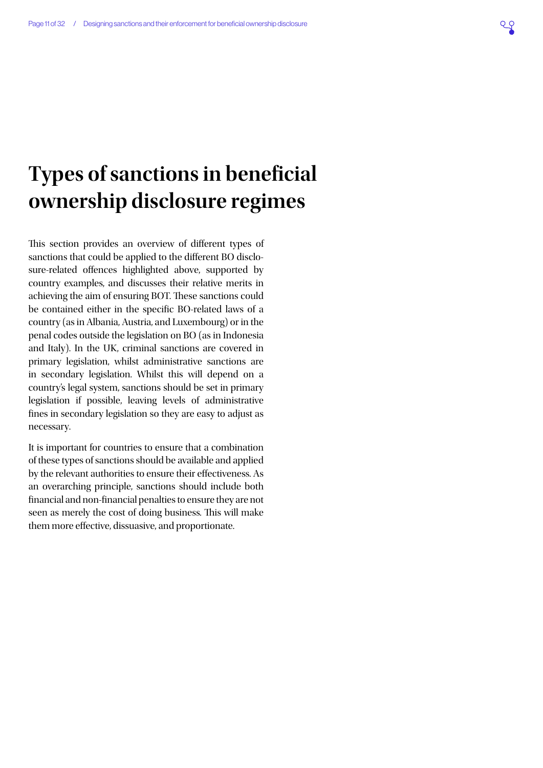# Types of sanctions in beneficial ownership disclosure regimes

This section provides an overview of different types of sanctions that could be applied to the different BO disclosure-related offences highlighted above, supported by country examples, and discusses their relative merits in achieving the aim of ensuring BOT. These sanctions could be contained either in the specific BO-related laws of a country (as in Albania, Austria, and Luxembourg) or in the penal codes outside the legislation on BO (as in Indonesia and Italy). In the UK, criminal sanctions are covered in primary legislation, whilst administrative sanctions are in secondary legislation. Whilst this will depend on a country's legal system, sanctions should be set in primary legislation if possible, leaving levels of administrative fines in secondary legislation so they are easy to adjust as necessary.

It is important for countries to ensure that a combination of these types of sanctions should be available and applied by the relevant authorities to ensure their effectiveness. As an overarching principle, sanctions should include both financial and non-financial penalties to ensure they are not seen as merely the cost of doing business. This will make them more effective, dissuasive, and proportionate.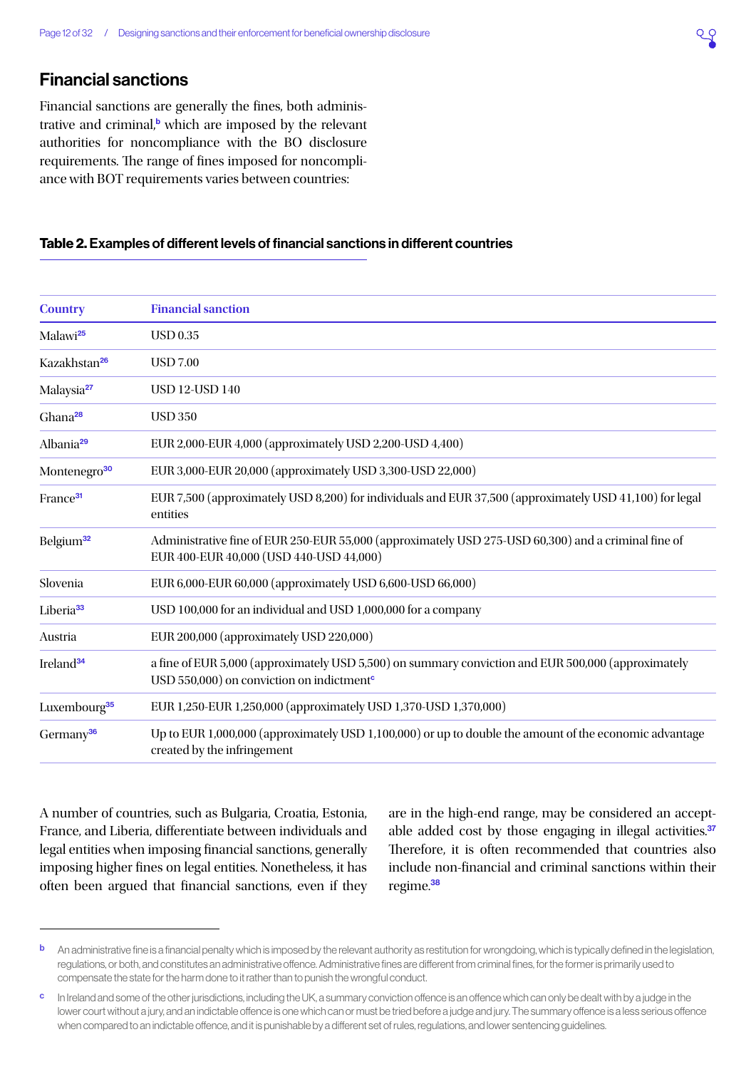## Financial sanctions

Financial sanctions are generally the fines, both administrative and criminal,[b] which are imposed by the relevant authorities for noncompliance with the BO disclosure requirements. The range of fines imposed for noncompliance with BOT requirements varies between countries:

**Table 2. Examples of different levels of financial sanctions in different countries**

| Country | Financial sanction |
|---|---|
| Malawi[25] | USD 0.35 |
| Kazakhstan[26] | USD 7.00 |
| Malaysia[27] | USD 12-USD 140 |
| Ghana[28] | USD 350 |
| Albania[29] | EUR 2,000-EUR 4,000 (approximately USD 2,200-USD 4,400) |
| Montenegro[30] | EUR 3,000-EUR 20,000 (approximately USD 3,300-USD 22,000) |
| France[31] | EUR 7,500 (approximately USD 8,200) for individuals and EUR 37,500 (approximately USD 41,100) for legal entities |
| Belgium[32] | Administrative fine of EUR 250-EUR 55,000 (approximately USD 275-USD 60,300) and a criminal fine of EUR 400-EUR 40,000 (USD 440-USD 44,000) |
| Slovenia | EUR 6,000-EUR 60,000 (approximately USD 6,600-USD 66,000) |
| Liberia[33] | USD 100,000 for an individual and USD 1,000,000 for a company |
| Austria | EUR 200,000 (approximately USD 220,000) |
| Ireland[34] | a fine of EUR 5,000 (approximately USD 5,500) on summary conviction and EUR 500,000 (approximately USD 550,000) on conviction on indictment[c] |
| Luxembourg[35] | EUR 1,250-EUR 1,250,000 (approximately USD 1,370-USD 1,370,000) |
| Germany[36] | Up to EUR 1,000,000 (approximately USD 1,100,000) or up to double the amount of the economic advantage created by the infringement |

A number of countries, such as Bulgaria, Croatia, Estonia, France, and Liberia, differentiate between individuals and legal entities when imposing financial sanctions, generally imposing higher fines on legal entities. Nonetheless, it has often been argued that financial sanctions, even if they are in the high-end range, may be considered an acceptable added cost by those engaging in illegal activities.[37] Therefore, it is often recommended that countries also include non-financial and criminal sanctions within their regime.[38]

---

[b] An administrative fine is a financial penalty which is imposed by the relevant authority as restitution for wrongdoing, which is typically defined in the legislation, regulations, or both, and constitutes an administrative offence. Administrative fines are different from criminal fines, for the former is primarily used to compensate the state for the harm done to it rather than to punish the wrongful conduct.

[c] In Ireland and some of the other jurisdictions, including the UK, a summary conviction offence is an offence which can only be dealt with by a judge in the lower court without a jury, and an indictable offence is one which can or must be tried before a judge and jury. The summary offence is a less serious offence when compared to an indictable offence, and it is punishable by a different set of rules, regulations, and lower sentencing guidelines.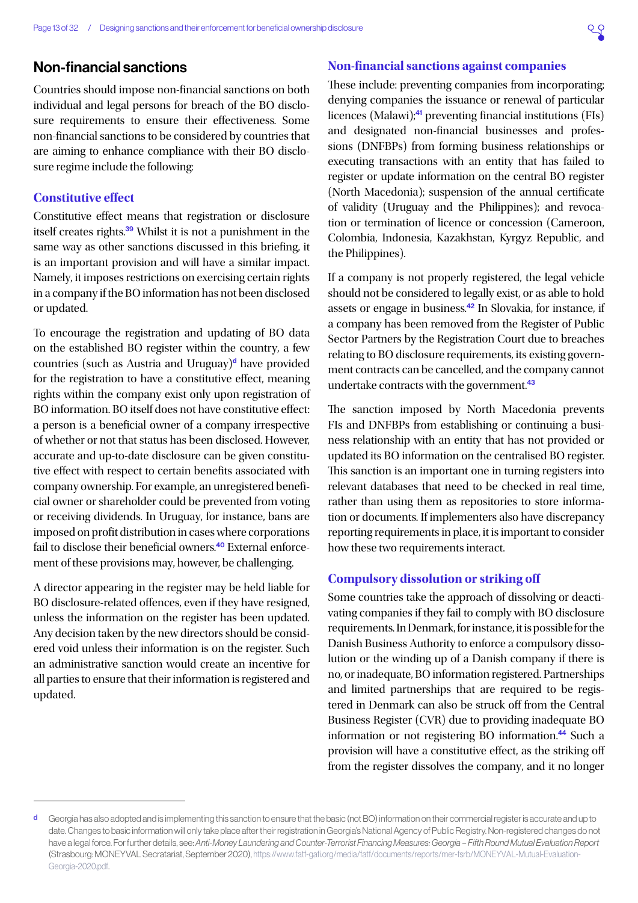## Non-financial sanctions

Countries should impose non-financial sanctions on both individual and legal persons for breach of the BO disclosure requirements to ensure their effectiveness. Some non-financial sanctions to be considered by countries that are aiming to enhance compliance with their BO disclosure regime include the following:

### Constitutive effect

Constitutive effect means that registration or disclosure itself creates rights.[39] Whilst it is not a punishment in the same way as other sanctions discussed in this briefing, it is an important provision and will have a similar impact. Namely, it imposes restrictions on exercising certain rights in a company if the BO information has not been disclosed or updated.

To encourage the registration and updating of BO data on the established BO register within the country, a few countries (such as Austria and Uruguay)[d] have provided for the registration to have a constitutive effect, meaning rights within the company exist only upon registration of BO information. BO itself does not have constitutive effect: a person is a beneficial owner of a company irrespective of whether or not that status has been disclosed. However, accurate and up-to-date disclosure can be given constitutive effect with respect to certain benefits associated with company ownership. For example, an unregistered beneficial owner or shareholder could be prevented from voting or receiving dividends. In Uruguay, for instance, bans are imposed on profit distribution in cases where corporations fail to disclose their beneficial owners.[40] External enforcement of these provisions may, however, be challenging.

A director appearing in the register may be held liable for BO disclosure-related offences, even if they have resigned, unless the information on the register has been updated. Any decision taken by the new directors should be considered void unless their information is on the register. Such an administrative sanction would create an incentive for all parties to ensure that their information is registered and updated.

### Non-financial sanctions against companies

These include: preventing companies from incorporating; denying companies the issuance or renewal of particular licences (Malawi);[41] preventing financial institutions (FIs) and designated non-financial businesses and professions (DNFBPs) from forming business relationships or executing transactions with an entity that has failed to register or update information on the central BO register (North Macedonia); suspension of the annual certificate of validity (Uruguay and the Philippines); and revocation or termination of licence or concession (Cameroon, Colombia, Indonesia, Kazakhstan, Kyrgyz Republic, and the Philippines).

If a company is not properly registered, the legal vehicle should not be considered to legally exist, or as able to hold assets or engage in business.[42] In Slovakia, for instance, if a company has been removed from the Register of Public Sector Partners by the Registration Court due to breaches relating to BO disclosure requirements, its existing government contracts can be cancelled, and the company cannot undertake contracts with the government.[43]

The sanction imposed by North Macedonia prevents FIs and DNFBPs from establishing or continuing a business relationship with an entity that has not provided or updated its BO information on the centralised BO register. This sanction is an important one in turning registers into relevant databases that need to be checked in real time, rather than using them as repositories to store information or documents. If implementers also have discrepancy reporting requirements in place, it is important to consider how these two requirements interact.

### Compulsory dissolution or striking off

Some countries take the approach of dissolving or deactivating companies if they fail to comply with BO disclosure requirements. In Denmark, for instance, it is possible for the Danish Business Authority to enforce a compulsory dissolution or the winding up of a Danish company if there is no, or inadequate, BO information registered. Partnerships and limited partnerships that are required to be registered in Denmark can also be struck off from the Central Business Register (CVR) due to providing inadequate BO information or not registering BO information.[44] Such a provision will have a constitutive effect, as the striking off from the register dissolves the company, and it no longer

---

[d] Georgia has also adopted and is implementing this sanction to ensure that the basic (not BO) information on their commercial register is accurate and up to date. Changes to basic information will only take place after their registration in Georgia's National Agency of Public Registry. Non-registered changes do not have a legal force. For further details, see: *Anti-Money Laundering and Counter-Terrorist Financing Measures: Georgia – Fifth Round Mutual Evaluation Report* (Strasbourg: MONEYVAL Secrataariat, September 2020), https://www.fatf-gafi.org/media/fatf/documents/reports/mer-fsrb/MONEYVAL-Mutual-Evaluation-Georgia-2020.pdf.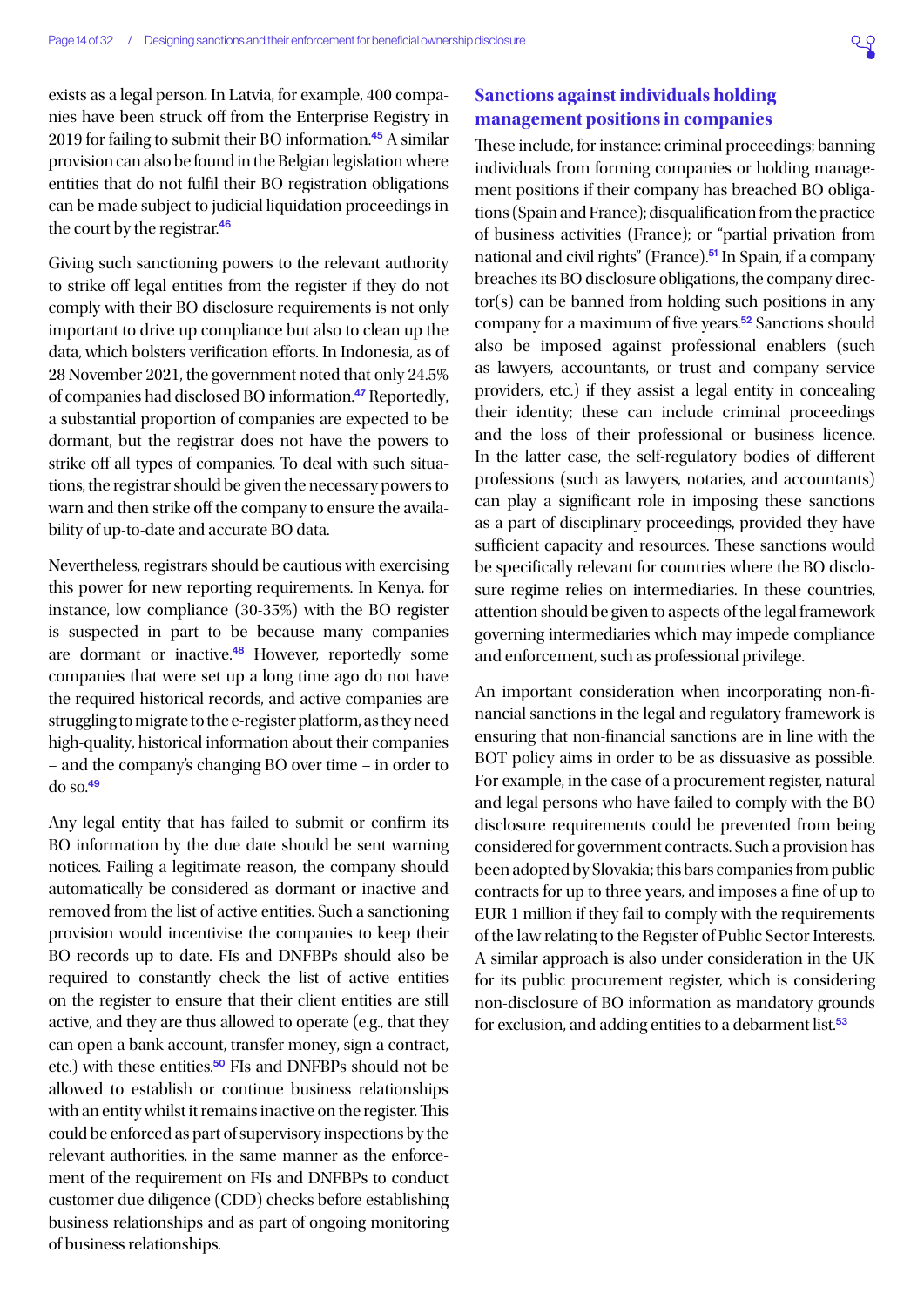exists as a legal person. In Latvia, for example, 400 companies have been struck off from the Enterprise Registry in 2019 for failing to submit their BO information.[45] A similar provision can also be found in the Belgian legislation where entities that do not fulfil their BO registration obligations can be made subject to judicial liquidation proceedings in the court by the registrar.[46]

Giving such sanctioning powers to the relevant authority to strike off legal entities from the register if they do not comply with their BO disclosure requirements is not only important to drive up compliance but also to clean up the data, which bolsters verification efforts. In Indonesia, as of 28 November 2021, the government noted that only 24.5% of companies had disclosed BO information.[47] Reportedly, a substantial proportion of companies are expected to be dormant, but the registrar does not have the powers to strike off all types of companies. To deal with such situations, the registrar should be given the necessary powers to warn and then strike off the company to ensure the availability of up-to-date and accurate BO data.

Nevertheless, registrars should be cautious with exercising this power for new reporting requirements. In Kenya, for instance, low compliance (30-35%) with the BO register is suspected in part to be because many companies are dormant or inactive.[48] However, reportedly some companies that were set up a long time ago do not have the required historical records, and active companies are struggling to migrate to the e-register platform, as they need high-quality, historical information about their companies – and the company's changing BO over time – in order to do so.[49]

Any legal entity that has failed to submit or confirm its BO information by the due date should be sent warning notices. Failing a legitimate reason, the company should automatically be considered as dormant or inactive and removed from the list of active entities. Such a sanctioning provision would incentivise the companies to keep their BO records up to date. FIs and DNFBPs should also be required to constantly check the list of active entities on the register to ensure that their client entities are still active, and they are thus allowed to operate (e.g., that they can open a bank account, transfer money, sign a contract, etc.) with these entities.[50] FIs and DNFBPs should not be allowed to establish or continue business relationships with an entity whilst it remains inactive on the register. This could be enforced as part of supervisory inspections by the relevant authorities, in the same manner as the enforcement of the requirement on FIs and DNFBPs to conduct customer due diligence (CDD) checks before establishing business relationships and as part of ongoing monitoring of business relationships.

## Sanctions against individuals holding management positions in companies

These include, for instance: criminal proceedings; banning individuals from forming companies or holding management positions if their company has breached BO obligations (Spain and France); disqualification from the practice of business activities (France); or "partial privation from national and civil rights" (France).[51] In Spain, if a company breaches its BO disclosure obligations, the company director(s) can be banned from holding such positions in any company for a maximum of five years.[52] Sanctions should also be imposed against professional enablers (such as lawyers, accountants, or trust and company service providers, etc.) if they assist a legal entity in concealing their identity; these can include criminal proceedings and the loss of their professional or business licence. In the latter case, the self-regulatory bodies of different professions (such as lawyers, notaries, and accountants) can play a significant role in imposing these sanctions as a part of disciplinary proceedings, provided they have sufficient capacity and resources. These sanctions would be specifically relevant for countries where the BO disclosure regime relies on intermediaries. In these countries, attention should be given to aspects of the legal framework governing intermediaries which may impede compliance and enforcement, such as professional privilege.

An important consideration when incorporating non-financial sanctions in the legal and regulatory framework is ensuring that non-financial sanctions are in line with the BOT policy aims in order to be as dissuasive as possible. For example, in the case of a procurement register, natural and legal persons who have failed to comply with the BO disclosure requirements could be prevented from being considered for government contracts. Such a provision has been adopted by Slovakia; this bars companies from public contracts for up to three years, and imposes a fine of up to EUR 1 million if they fail to comply with the requirements of the law relating to the Register of Public Sector Interests. A similar approach is also under consideration in the UK for its public procurement register, which is considering non-disclosure of BO information as mandatory grounds for exclusion, and adding entities to a debarment list.[53]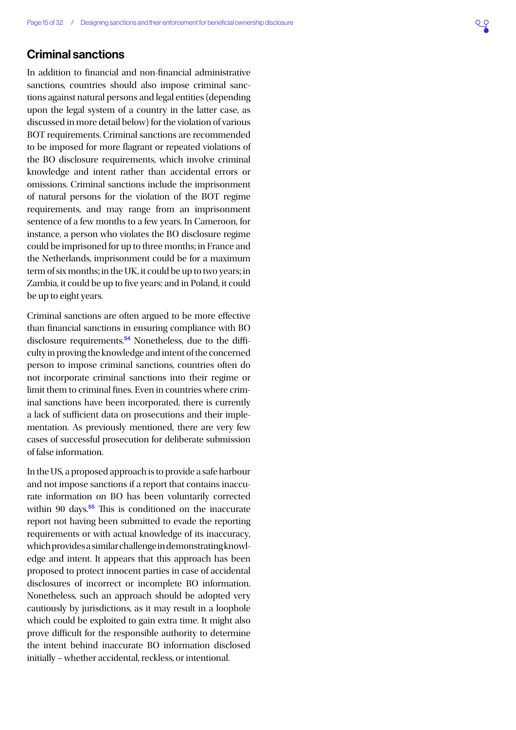## Criminal sanctions

In addition to financial and non-financial administrative sanctions, countries should also impose criminal sanctions against natural persons and legal entities (depending upon the legal system of a country in the latter case, as discussed in more detail below) for the violation of various BOT requirements. Criminal sanctions are recommended to be imposed for more flagrant or repeated violations of the BO disclosure requirements, which involve criminal knowledge and intent rather than accidental errors or omissions. Criminal sanctions include the imprisonment of natural persons for the violation of the BOT regime requirements, and may range from an imprisonment sentence of a few months to a few years. In Cameroon, for instance, a person who violates the BO disclosure regime could be imprisoned for up to three months; in France and the Netherlands, imprisonment could be for a maximum term of six months; in the UK, it could be up to two years; in Zambia, it could be up to five years; and in Poland, it could be up to eight years.

Criminal sanctions are often argued to be more effective than financial sanctions in ensuring compliance with BO disclosure requirements.[54] Nonetheless, due to the difficulty in proving the knowledge and intent of the concerned person to impose criminal sanctions, countries often do not incorporate criminal sanctions into their regime or limit them to criminal fines. Even in countries where criminal sanctions have been incorporated, there is currently a lack of sufficient data on prosecutions and their implementation. As previously mentioned, there are very few cases of successful prosecution for deliberate submission of false information.

In the US, a proposed approach is to provide a safe harbour and not impose sanctions if a report that contains inaccurate information on BO has been voluntarily corrected within 90 days.[55] This is conditioned on the inaccurate report not having been submitted to evade the reporting requirements or with actual knowledge of its inaccuracy, which provides a similar challenge in demonstrating knowledge and intent. It appears that this approach has been proposed to protect innocent parties in case of accidental disclosures of incorrect or incomplete BO information. Nonetheless, such an approach should be adopted very cautiously by jurisdictions, as it may result in a loophole which could be exploited to gain extra time. It might also prove difficult for the responsible authority to determine the intent behind inaccurate BO information disclosed initially – whether accidental, reckless, or intentional.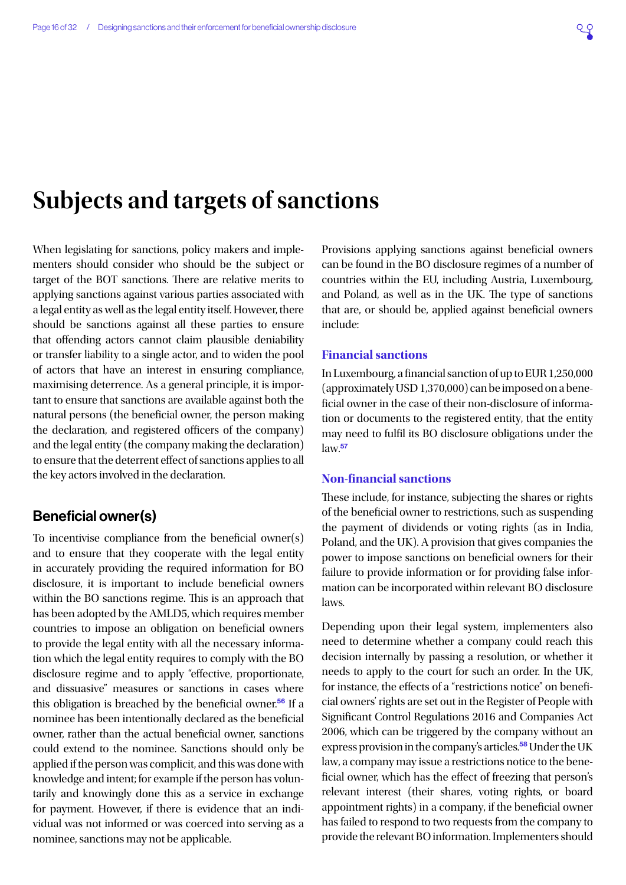# Subjects and targets of sanctions

When legislating for sanctions, policy makers and implementers should consider who should be the subject or target of the BOT sanctions. There are relative merits to applying sanctions against various parties associated with a legal entity as well as the legal entity itself. However, there should be sanctions against all these parties to ensure that offending actors cannot claim plausible deniability or transfer liability to a single actor, and to widen the pool of actors that have an interest in ensuring compliance, maximising deterrence. As a general principle, it is important to ensure that sanctions are available against both the natural persons (the beneficial owner, the person making the declaration, and registered officers of the company) and the legal entity (the company making the declaration) to ensure that the deterrent effect of sanctions applies to all the key actors involved in the declaration.

## Beneficial owner(s)

To incentivise compliance from the beneficial owner(s) and to ensure that they cooperate with the legal entity in accurately providing the required information for BO disclosure, it is important to include beneficial owners within the BO sanctions regime. This is an approach that has been adopted by the AMLD5, which requires member countries to impose an obligation on beneficial owners to provide the legal entity with all the necessary information which the legal entity requires to comply with the BO disclosure regime and to apply "effective, proportionate, and dissuasive" measures or sanctions in cases where this obligation is breached by the beneficial owner.[56] If a nominee has been intentionally declared as the beneficial owner, rather than the actual beneficial owner, sanctions could extend to the nominee. Sanctions should only be applied if the person was complicit, and this was done with knowledge and intent; for example if the person has voluntarily and knowingly done this as a service in exchange for payment. However, if there is evidence that an individual was not informed or was coerced into serving as a nominee, sanctions may not be applicable.

Provisions applying sanctions against beneficial owners can be found in the BO disclosure regimes of a number of countries within the EU, including Austria, Luxembourg, and Poland, as well as in the UK. The type of sanctions that are, or should be, applied against beneficial owners include:

### Financial sanctions

In Luxembourg, a financial sanction of up to EUR 1,250,000 (approximately USD 1,370,000) can be imposed on a beneficial owner in the case of their non-disclosure of information or documents to the registered entity, that the entity may need to fulfil its BO disclosure obligations under the law.[57]

### Non-financial sanctions

These include, for instance, subjecting the shares or rights of the beneficial owner to restrictions, such as suspending the payment of dividends or voting rights (as in India, Poland, and the UK). A provision that gives companies the power to impose sanctions on beneficial owners for their failure to provide information or for providing false information can be incorporated within relevant BO disclosure laws.

Depending upon their legal system, implementers also need to determine whether a company could reach this decision internally by passing a resolution, or whether it needs to apply to the court for such an order. In the UK, for instance, the effects of a "restrictions notice" on beneficial owners' rights are set out in the Register of People with Significant Control Regulations 2016 and Companies Act 2006, which can be triggered by the company without an express provision in the company's articles.[58] Under the UK law, a company may issue a restrictions notice to the beneficial owner, which has the effect of freezing that person's relevant interest (their shares, voting rights, or board appointment rights) in a company, if the beneficial owner has failed to respond to two requests from the company to provide the relevant BO information. Implementers should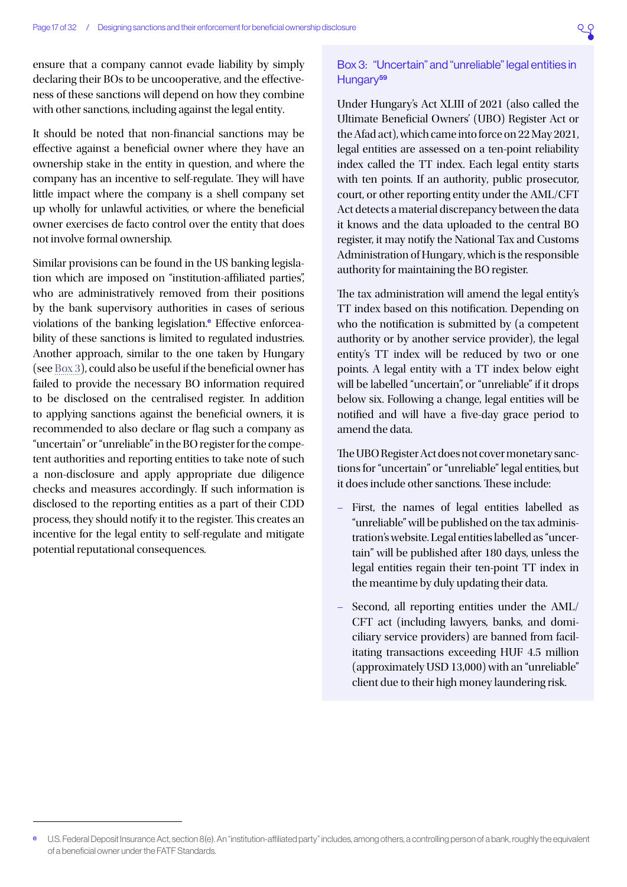ensure that a company cannot evade liability by simply declaring their BOs to be uncooperative, and the effectiveness of these sanctions will depend on how they combine with other sanctions, including against the legal entity.

It should be noted that non-financial sanctions may be effective against a beneficial owner where they have an ownership stake in the entity in question, and where the company has an incentive to self-regulate. They will have little impact where the company is a shell company set up wholly for unlawful activities, or where the beneficial owner exercises de facto control over the entity that does not involve formal ownership.

Similar provisions can be found in the US banking legislation which are imposed on "institution-affiliated parties", who are administratively removed from their positions by the bank supervisory authorities in cases of serious violations of the banking legislation.[e] Effective enforceability of these sanctions is limited to regulated industries. Another approach, similar to the one taken by Hungary (see Box 3), could also be useful if the beneficial owner has failed to provide the necessary BO information required to be disclosed on the centralised register. In addition to applying sanctions against the beneficial owners, it is recommended to also declare or flag such a company as "uncertain" or "unreliable" in the BO register for the competent authorities and reporting entities to take note of such a non-disclosure and apply appropriate due diligence checks and measures accordingly. If such information is disclosed to the reporting entities as a part of their CDD process, they should notify it to the register. This creates an incentive for the legal entity to self-regulate and mitigate potential reputational consequences.

### Box 3: "Uncertain" and "unreliable" legal entities in Hungary[59]

Under Hungary's Act XLIII of 2021 (also called the Ultimate Beneficial Owners' (UBO) Register Act or the Afad act), which came into force on 22 May 2021, legal entities are assessed on a ten-point reliability index called the TT index. Each legal entity starts with ten points. If an authority, public prosecutor, court, or other reporting entity under the AML/CFT Act detects a material discrepancy between the data it knows and the data uploaded to the central BO register, it may notify the National Tax and Customs Administration of Hungary, which is the responsible authority for maintaining the BO register.

The tax administration will amend the legal entity's TT index based on this notification. Depending on who the notification is submitted by (a competent authority or by another service provider), the legal entity's TT index will be reduced by two or one points. A legal entity with a TT index below eight will be labelled "uncertain", or "unreliable" if it drops below six. Following a change, legal entities will be notified and will have a five-day grace period to amend the data.

The UBO Register Act does not cover monetary sanctions for "uncertain" or "unreliable" legal entities, but it does include other sanctions. These include:

- First, the names of legal entities labelled as "unreliable" will be published on the tax administration's website. Legal entities labelled as "uncertain" will be published after 180 days, unless the legal entities regain their ten-point TT index in the meantime by duly updating their data.
- Second, all reporting entities under the AML/CFT act (including lawyers, banks, and domiciliary service providers) are banned from facilitating transactions exceeding HUF 4.5 million (approximately USD 13,000) with an "unreliable" client due to their high money laundering risk.

---

[e] U.S. Federal Deposit Insurance Act, section 8(e). An "institution-affiliated party" includes, among others, a controlling person of a bank, roughly the equivalent of a beneficial owner under the FATF Standards.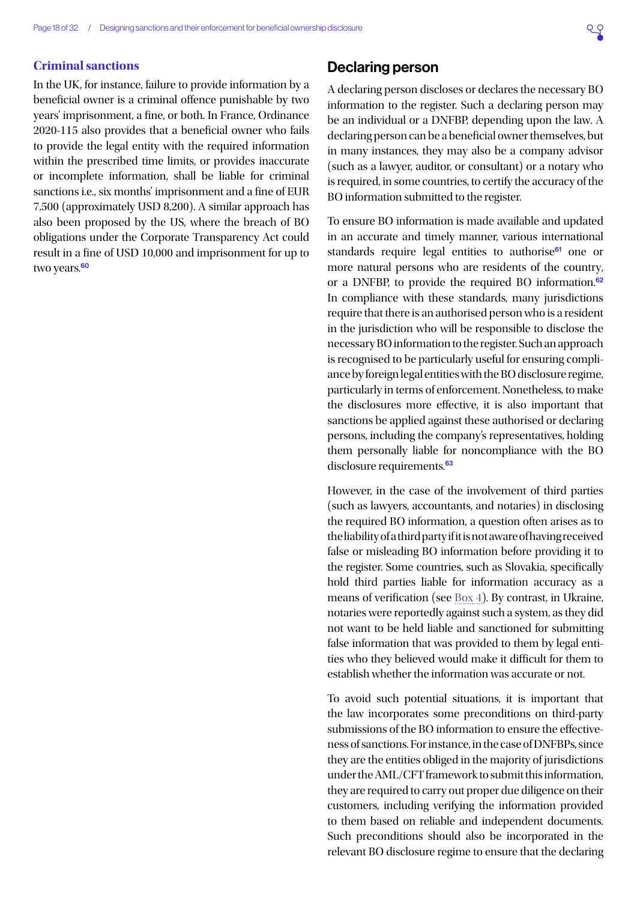### Criminal sanctions

In the UK, for instance, failure to provide information by a beneficial owner is a criminal offence punishable by two years' imprisonment, a fine, or both. In France, Ordinance 2020-115 also provides that a beneficial owner who fails to provide the legal entity with the required information within the prescribed time limits, or provides inaccurate or incomplete information, shall be liable for criminal sanctions i.e., six months' imprisonment and a fine of EUR 7,500 (approximately USD 8,200). A similar approach has also been proposed by the US, where the breach of BO obligations under the Corporate Transparency Act could result in a fine of USD 10,000 and imprisonment for up to two years.[60]

## Declaring person

A declaring person discloses or declares the necessary BO information to the register. Such a declaring person may be an individual or a DNFBP, depending upon the law. A declaring person can be a beneficial owner themselves, but in many instances, they may also be a company advisor (such as a lawyer, auditor, or consultant) or a notary who is required, in some countries, to certify the accuracy of the BO information submitted to the register.

To ensure BO information is made available and updated in an accurate and timely manner, various international standards require legal entities to authorise[61] one or more natural persons who are residents of the country, or a DNFBP, to provide the required BO information.[62] In compliance with these standards, many jurisdictions require that there is an authorised person who is a resident in the jurisdiction who will be responsible to disclose the necessary BO information to the register. Such an approach is recognised to be particularly useful for ensuring compliance by foreign legal entities with the BO disclosure regime, particularly in terms of enforcement. Nonetheless, to make the disclosures more effective, it is also important that sanctions be applied against these authorised or declaring persons, including the company's representatives, holding them personally liable for noncompliance with the BO disclosure requirements.[63]

However, in the case of the involvement of third parties (such as lawyers, accountants, and notaries) in disclosing the required BO information, a question often arises as to the liability of a third party if it is not aware of having received false or misleading BO information before providing it to the register. Some countries, such as Slovakia, specifically hold third parties liable for information accuracy as a means of verification (see Box 4). By contrast, in Ukraine, notaries were reportedly against such a system, as they did not want to be held liable and sanctioned for submitting false information that was provided to them by legal entities who they believed would make it difficult for them to establish whether the information was accurate or not.

To avoid such potential situations, it is important that the law incorporates some preconditions on third-party submissions of the BO information to ensure the effectiveness of sanctions. For instance, in the case of DNFBPs, since they are the entities obliged in the majority of jurisdictions under the AML/CFT framework to submit this information, they are required to carry out proper due diligence on their customers, including verifying the information provided to them based on reliable and independent documents. Such preconditions should also be incorporated in the relevant BO disclosure regime to ensure that the declaring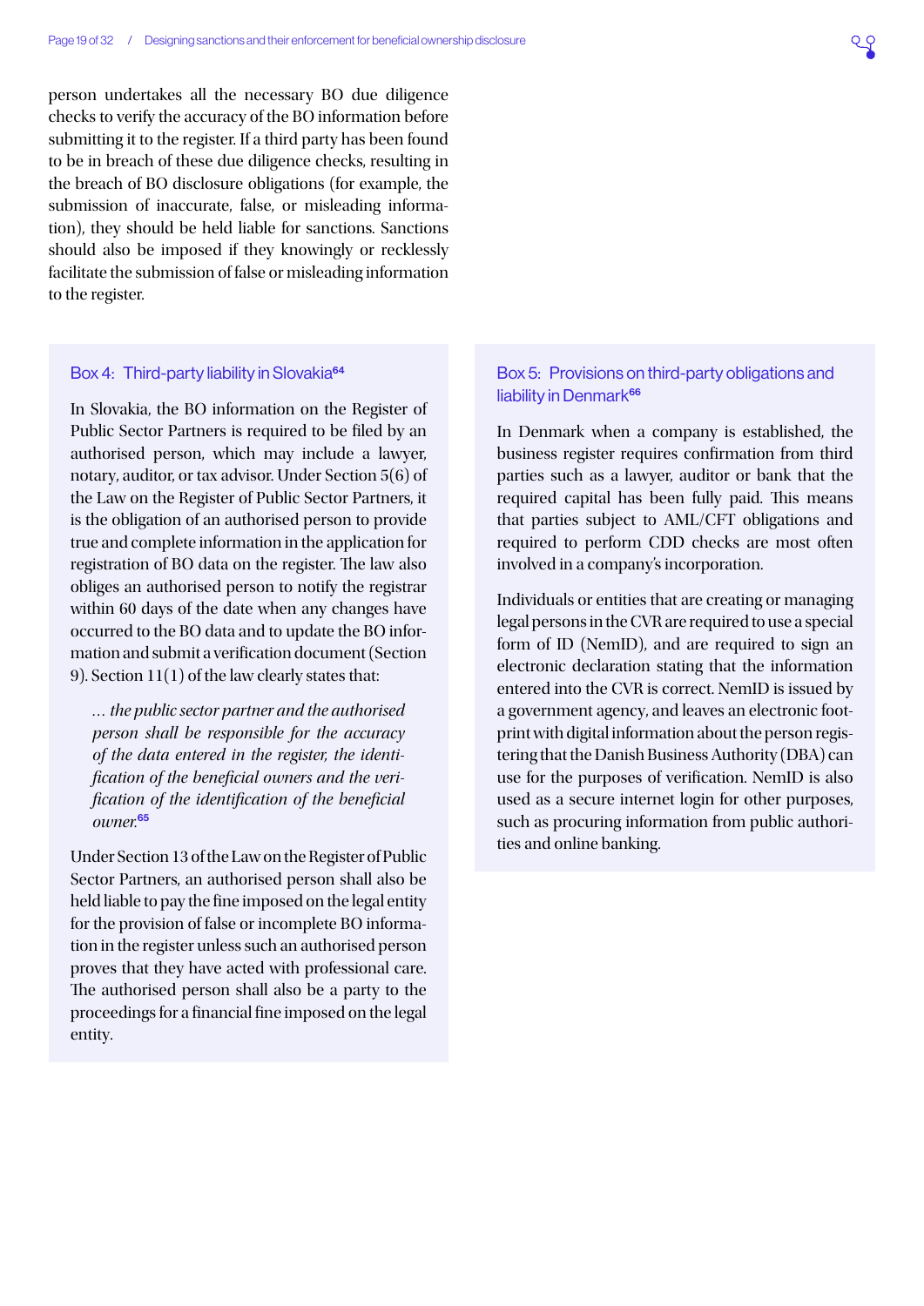person undertakes all the necessary BO due diligence checks to verify the accuracy of the BO information before submitting it to the register. If a third party has been found to be in breach of these due diligence checks, resulting in the breach of BO disclosure obligations (for example, the submission of inaccurate, false, or misleading information), they should be held liable for sanctions. Sanctions should also be imposed if they knowingly or recklessly facilitate the submission of false or misleading information to the register.

### Box 4: Third-party liability in Slovakia[64]

In Slovakia, the BO information on the Register of Public Sector Partners is required to be filed by an authorised person, which may include a lawyer, notary, auditor, or tax advisor. Under Section 5(6) of the Law on the Register of Public Sector Partners, it is the obligation of an authorised person to provide true and complete information in the application for registration of BO data on the register. The law also obliges an authorised person to notify the registrar within 60 days of the date when any changes have occurred to the BO data and to update the BO information and submit a verification document (Section 9). Section 11(1) of the law clearly states that:

> *... the public sector partner and the authorised person shall be responsible for the accuracy of the data entered in the register, the identification of the beneficial owners and the verification of the identification of the beneficial owner.*[65]

Under Section 13 of the Law on the Register of Public Sector Partners, an authorised person shall also be held liable to pay the fine imposed on the legal entity for the provision of false or incomplete BO information in the register unless such an authorised person proves that they have acted with professional care. The authorised person shall also be a party to the proceedings for a financial fine imposed on the legal entity.

### Box 5: Provisions on third-party obligations and liability in Denmark[66]

In Denmark when a company is established, the business register requires confirmation from third parties such as a lawyer, auditor or bank that the required capital has been fully paid. This means that parties subject to AML/CFT obligations and required to perform CDD checks are most often involved in a company's incorporation.

Individuals or entities that are creating or managing legal persons in the CVR are required to use a special form of ID (NemID), and are required to sign an electronic declaration stating that the information entered into the CVR is correct. NemID is issued by a government agency, and leaves an electronic footprint with digital information about the person registering that the Danish Business Authority (DBA) can use for the purposes of verification. NemID is also used as a secure internet login for other purposes, such as procuring information from public authorities and online banking.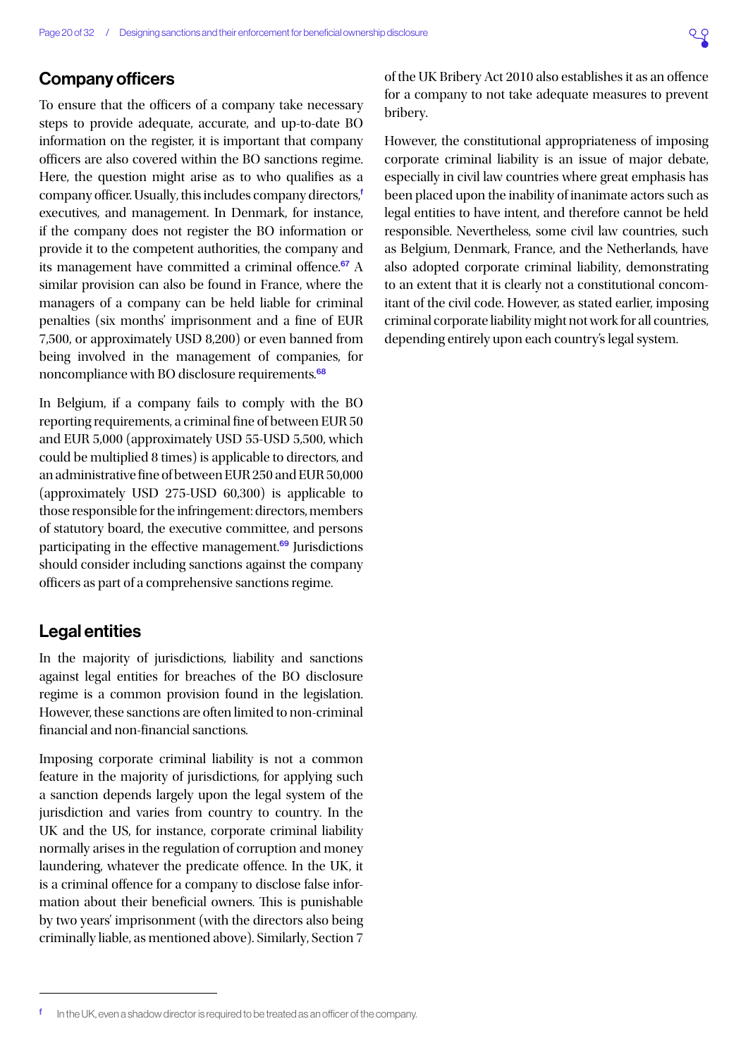## Company officers

To ensure that the officers of a company take necessary steps to provide adequate, accurate, and up-to-date BO information on the register, it is important that company officers are also covered within the BO sanctions regime. Here, the question might arise as to who qualifies as a company officer. Usually, this includes company directors,[f] executives, and management. In Denmark, for instance, if the company does not register the BO information or provide it to the competent authorities, the company and its management have committed a criminal offence.[67] A similar provision can also be found in France, where the managers of a company can be held liable for criminal penalties (six months' imprisonment and a fine of EUR 7,500, or approximately USD 8,200) or even banned from being involved in the management of companies, for noncompliance with BO disclosure requirements.[68]

In Belgium, if a company fails to comply with the BO reporting requirements, a criminal fine of between EUR 50 and EUR 5,000 (approximately USD 55-USD 5,500, which could be multiplied 8 times) is applicable to directors, and an administrative fine of between EUR 250 and EUR 50,000 (approximately USD 275-USD 60,300) is applicable to those responsible for the infringement: directors, members of statutory board, the executive committee, and persons participating in the effective management.[69] Jurisdictions should consider including sanctions against the company officers as part of a comprehensive sanctions regime.

## Legal entities

In the majority of jurisdictions, liability and sanctions against legal entities for breaches of the BO disclosure regime is a common provision found in the legislation. However, these sanctions are often limited to non-criminal financial and non-financial sanctions.

Imposing corporate criminal liability is not a common feature in the majority of jurisdictions, for applying such a sanction depends largely upon the legal system of the jurisdiction and varies from country to country. In the UK and the US, for instance, corporate criminal liability normally arises in the regulation of corruption and money laundering, whatever the predicate offence. In the UK, it is a criminal offence for a company to disclose false information about their beneficial owners. This is punishable by two years' imprisonment (with the directors also being criminally liable, as mentioned above). Similarly, Section 7 of the UK Bribery Act 2010 also establishes it as an offence for a company to not take adequate measures to prevent bribery.

However, the constitutional appropriateness of imposing corporate criminal liability is an issue of major debate, especially in civil law countries where great emphasis has been placed upon the inability of inanimate actors such as legal entities to have intent, and therefore cannot be held responsible. Nevertheless, some civil law countries, such as Belgium, Denmark, France, and the Netherlands, have also adopted corporate criminal liability, demonstrating to an extent that it is clearly not a constitutional concomitant of the civil code. However, as stated earlier, imposing criminal corporate liability might not work for all countries, depending entirely upon each country's legal system.

---

[f] In the UK, even a shadow director is required to be treated as an officer of the company.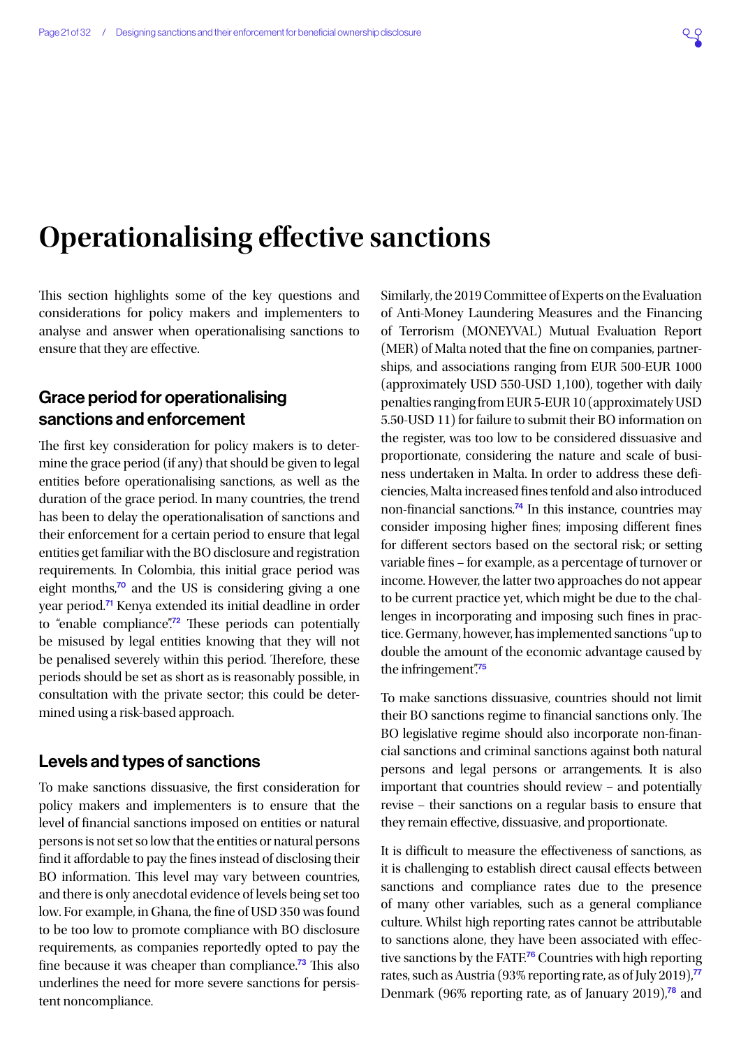# Operationalising effective sanctions

This section highlights some of the key questions and considerations for policy makers and implementers to analyse and answer when operationalising sanctions to ensure that they are effective.

## Grace period for operationalising sanctions and enforcement

The first key consideration for policy makers is to determine the grace period (if any) that should be given to legal entities before operationalising sanctions, as well as the duration of the grace period. In many countries, the trend has been to delay the operationalisation of sanctions and their enforcement for a certain period to ensure that legal entities get familiar with the BO disclosure and registration requirements. In Colombia, this initial grace period was eight months,[70] and the US is considering giving a one year period.[71] Kenya extended its initial deadline in order to "enable compliance".[72] These periods can potentially be misused by legal entities knowing that they will not be penalised severely within this period. Therefore, these periods should be set as short as is reasonably possible, in consultation with the private sector; this could be determined using a risk-based approach.

## Levels and types of sanctions

To make sanctions dissuasive, the first consideration for policy makers and implementers is to ensure that the level of financial sanctions imposed on entities or natural persons is not set so low that the entities or natural persons find it affordable to pay the fines instead of disclosing their BO information. This level may vary between countries, and there is only anecdotal evidence of levels being set too low. For example, in Ghana, the fine of USD 350 was found to be too low to promote compliance with BO disclosure requirements, as companies reportedly opted to pay the fine because it was cheaper than compliance.[73] This also underlines the need for more severe sanctions for persistent noncompliance.

Similarly, the 2019 Committee of Experts on the Evaluation of Anti-Money Laundering Measures and the Financing of Terrorism (MONEYVAL) Mutual Evaluation Report (MER) of Malta noted that the fine on companies, partnerships, and associations ranging from EUR 500-EUR 1000 (approximately USD 550-USD 1,100), together with daily penalties ranging from EUR 5-EUR 10 (approximately USD 5.50-USD 11) for failure to submit their BO information on the register, was too low to be considered dissuasive and proportionate, considering the nature and scale of business undertaken in Malta. In order to address these deficiencies, Malta increased fines tenfold and also introduced non-financial sanctions.[74] In this instance, countries may consider imposing higher fines; imposing different fines for different sectors based on the sectoral risk; or setting variable fines – for example, as a percentage of turnover or income. However, the latter two approaches do not appear to be current practice yet, which might be due to the challenges in incorporating and imposing such fines in practice. Germany, however, has implemented sanctions "up to double the amount of the economic advantage caused by the infringement".[75]

To make sanctions dissuasive, countries should not limit their BO sanctions regime to financial sanctions only. The BO legislative regime should also incorporate non-financial sanctions and criminal sanctions against both natural persons and legal persons or arrangements. It is also important that countries should review – and potentially revise – their sanctions on a regular basis to ensure that they remain effective, dissuasive, and proportionate.

It is difficult to measure the effectiveness of sanctions, as it is challenging to establish direct causal effects between sanctions and compliance rates due to the presence of many other variables, such as a general compliance culture. Whilst high reporting rates cannot be attributable to sanctions alone, they have been associated with effective sanctions by the FATF.[76] Countries with high reporting rates, such as Austria (93% reporting rate, as of July 2019),[77] Denmark (96% reporting rate, as of January 2019),[78] and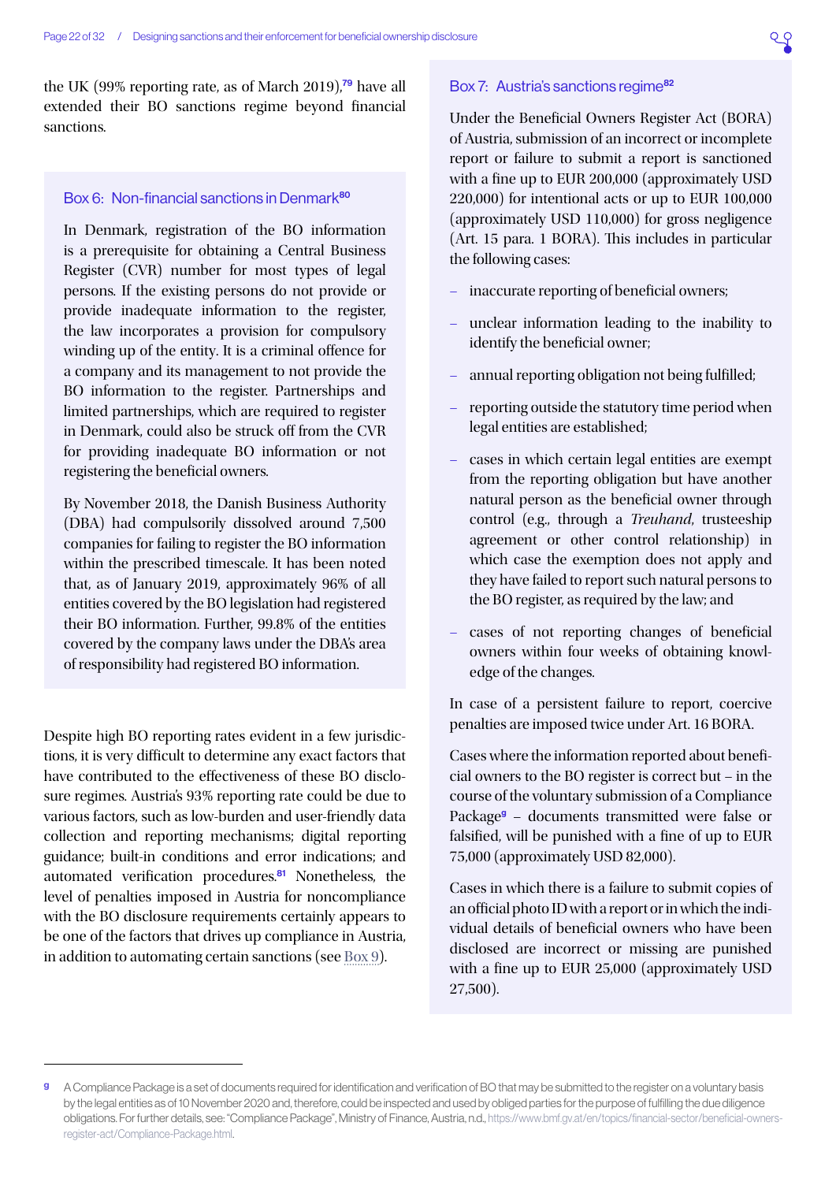the UK (99% reporting rate, as of March 2019),[79] have all extended their BO sanctions regime beyond financial sanctions.

### Box 6: Non-financial sanctions in Denmark[80]

In Denmark, registration of the BO information is a prerequisite for obtaining a Central Business Register (CVR) number for most types of legal persons. If the existing persons do not provide or provide inadequate information to the register, the law incorporates a provision for compulsory winding up of the entity. It is a criminal offence for a company and its management to not provide the BO information to the register. Partnerships and limited partnerships, which are required to register in Denmark, could also be struck off from the CVR for providing inadequate BO information or not registering the beneficial owners.

By November 2018, the Danish Business Authority (DBA) had compulsorily dissolved around 7,500 companies for failing to register the BO information within the prescribed timescale. It has been noted that, as of January 2019, approximately 96% of all entities covered by the BO legislation had registered their BO information. Further, 99.8% of the entities covered by the company laws under the DBA's area of responsibility had registered BO information.

Despite high BO reporting rates evident in a few jurisdictions, it is very difficult to determine any exact factors that have contributed to the effectiveness of these BO disclosure regimes. Austria's 93% reporting rate could be due to various factors, such as low-burden and user-friendly data collection and reporting mechanisms; digital reporting guidance; built-in conditions and error indications; and automated verification procedures.[81] Nonetheless, the level of penalties imposed in Austria for noncompliance with the BO disclosure requirements certainly appears to be one of the factors that drives up compliance in Austria, in addition to automating certain sanctions (see Box 9).

### Box 7: Austria's sanctions regime[82]

Under the Beneficial Owners Register Act (BORA) of Austria, submission of an incorrect or incomplete report or failure to submit a report is sanctioned with a fine up to EUR 200,000 (approximately USD 220,000) for intentional acts or up to EUR 100,000 (approximately USD 110,000) for gross negligence (Art. 15 para. 1 BORA). This includes in particular the following cases:

- inaccurate reporting of beneficial owners;
- unclear information leading to the inability to identify the beneficial owner;
- annual reporting obligation not being fulfilled;
- reporting outside the statutory time period when legal entities are established;
- cases in which certain legal entities are exempt from the reporting obligation but have another natural person as the beneficial owner through control (e.g., through a *Treuhand*, trusteeship agreement or other control relationship) in which case the exemption does not apply and they have failed to report such natural persons to the BO register, as required by the law; and
- cases of not reporting changes of beneficial owners within four weeks of obtaining knowledge of the changes.

In case of a persistent failure to report, coercive penalties are imposed twice under Art. 16 BORA.

Cases where the information reported about beneficial owners to the BO register is correct but – in the course of the voluntary submission of a Compliance Package[g] – documents transmitted were false or falsified, will be punished with a fine of up to EUR 75,000 (approximately USD 82,000).

Cases in which there is a failure to submit copies of an official photo ID with a report or in which the individual details of beneficial owners who have been disclosed are incorrect or missing are punished with a fine up to EUR 25,000 (approximately USD 27,500).

---

[g] A Compliance Package is a set of documents required for identification and verification of BO that may be submitted to the register on a voluntary basis by the legal entities as of 10 November 2020 and, therefore, could be inspected and used by obliged parties for the purpose of fulfilling the due diligence obligations. For further details, see: "Compliance Package", Ministry of Finance, Austria, n.d., https://www.bmf.gv.at/en/topics/financial-sector/beneficial-owners-register-act/Compliance-Package.html.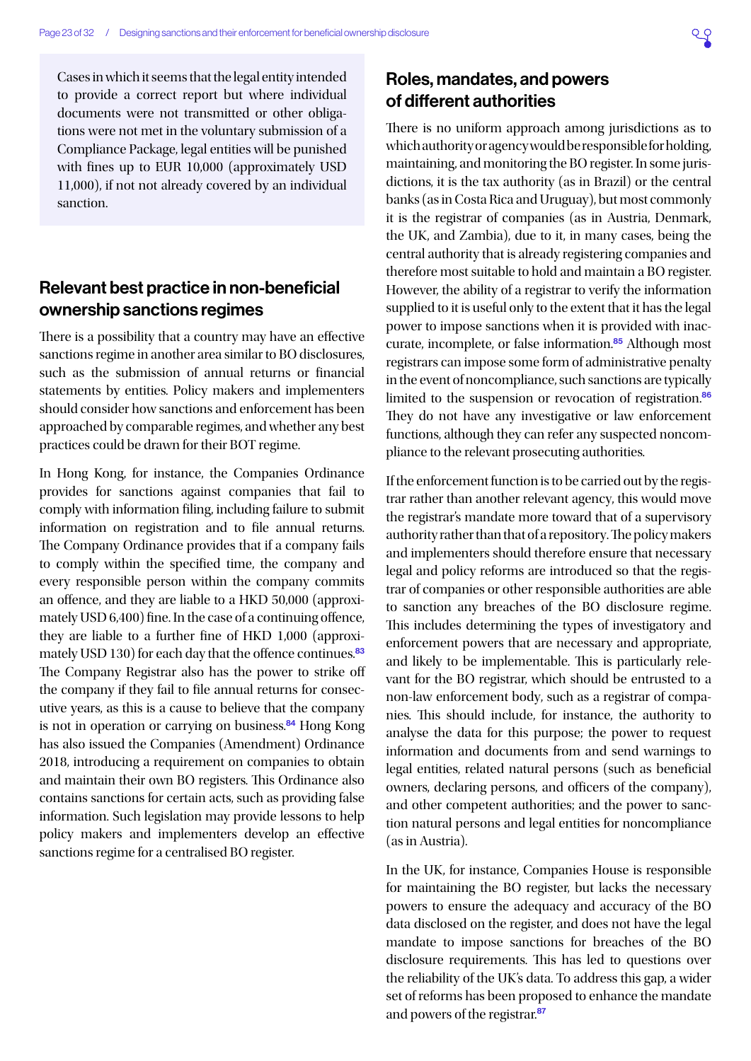> Cases in which it seems that the legal entity intended to provide a correct report but where individual documents were not transmitted or other obligations were not met in the voluntary submission of a Compliance Package, legal entities will be punished with fines up to EUR 10,000 (approximately USD 11,000), if not not already covered by an individual sanction.

## Relevant best practice in non-beneficial ownership sanctions regimes

There is a possibility that a country may have an effective sanctions regime in another area similar to BO disclosures, such as the submission of annual returns or financial statements by entities. Policy makers and implementers should consider how sanctions and enforcement has been approached by comparable regimes, and whether any best practices could be drawn for their BOT regime.

In Hong Kong, for instance, the Companies Ordinance provides for sanctions against companies that fail to comply with information filing, including failure to submit information on registration and to file annual returns. The Company Ordinance provides that if a company fails to comply within the specified time, the company and every responsible person within the company commits an offence, and they are liable to a HKD 50,000 (approximately USD 6,400) fine. In the case of a continuing offence, they are liable to a further fine of HKD 1,000 (approximately USD 130) for each day that the offence continues.[83] The Company Registrar also has the power to strike off the company if they fail to file annual returns for consecutive years, as this is a cause to believe that the company is not in operation or carrying on business.[84] Hong Kong has also issued the Companies (Amendment) Ordinance 2018, introducing a requirement on companies to obtain and maintain their own BO registers. This Ordinance also contains sanctions for certain acts, such as providing false information. Such legislation may provide lessons to help policy makers and implementers develop an effective sanctions regime for a centralised BO register.

## Roles, mandates, and powers of different authorities

There is no uniform approach among jurisdictions as to which authority or agency would be responsible for holding, maintaining, and monitoring the BO register. In some jurisdictions, it is the tax authority (as in Brazil) or the central banks (as in Costa Rica and Uruguay), but most commonly it is the registrar of companies (as in Austria, Denmark, the UK, and Zambia), due to it, in many cases, being the central authority that is already registering companies and therefore most suitable to hold and maintain a BO register. However, the ability of a registrar to verify the information supplied to it is useful only to the extent that it has the legal power to impose sanctions when it is provided with inaccurate, incomplete, or false information.[85] Although most registrars can impose some form of administrative penalty in the event of noncompliance, such sanctions are typically limited to the suspension or revocation of registration.[86] They do not have any investigative or law enforcement functions, although they can refer any suspected noncompliance to the relevant prosecuting authorities.

If the enforcement function is to be carried out by the registrar rather than another relevant agency, this would move the registrar's mandate more toward that of a supervisory authority rather than that of a repository. The policy makers and implementers should therefore ensure that necessary legal and policy reforms are introduced so that the registrar of companies or other responsible authorities are able to sanction any breaches of the BO disclosure regime. This includes determining the types of investigatory and enforcement powers that are necessary and appropriate, and likely to be implementable. This is particularly relevant for the BO registrar, which should be entrusted to a non-law enforcement body, such as a registrar of companies. This should include, for instance, the authority to analyse the data for this purpose; the power to request information and documents from and send warnings to legal entities, related natural persons (such as beneficial owners, declaring persons, and officers of the company), and other competent authorities; and the power to sanction natural persons and legal entities for noncompliance (as in Austria).

In the UK, for instance, Companies House is responsible for maintaining the BO register, but lacks the necessary powers to ensure the adequacy and accuracy of the BO data disclosed on the register, and does not have the legal mandate to impose sanctions for breaches of the BO disclosure requirements. This has led to questions over the reliability of the UK's data. To address this gap, a wider set of reforms has been proposed to enhance the mandate and powers of the registrar.[87]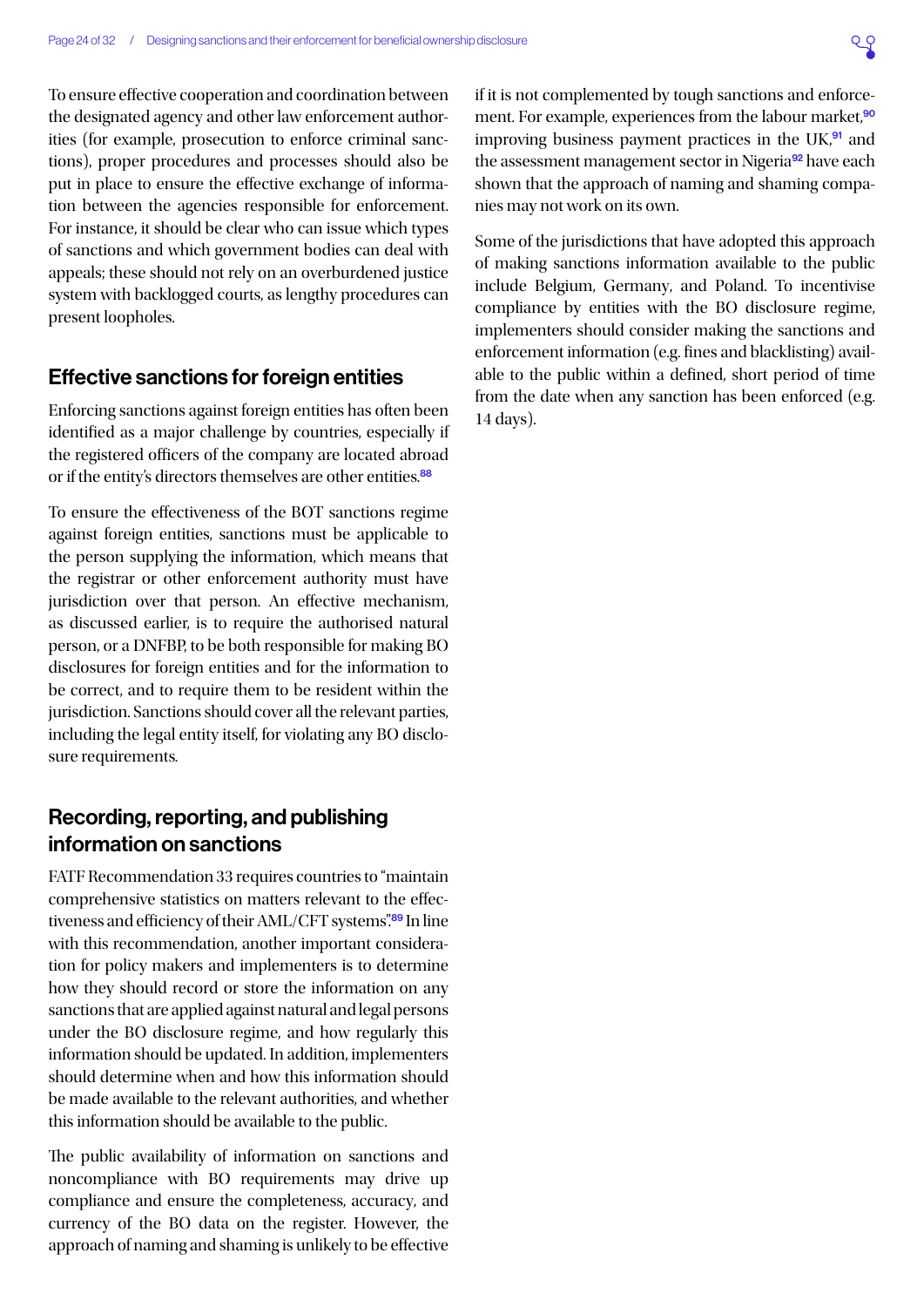To ensure effective cooperation and coordination between the designated agency and other law enforcement authorities (for example, prosecution to enforce criminal sanctions), proper procedures and processes should also be put in place to ensure the effective exchange of information between the agencies responsible for enforcement. For instance, it should be clear who can issue which types of sanctions and which government bodies can deal with appeals; these should not rely on an overburdened justice system with backlogged courts, as lengthy procedures can present loopholes.

## Effective sanctions for foreign entities

Enforcing sanctions against foreign entities has often been identified as a major challenge by countries, especially if the registered officers of the company are located abroad or if the entity's directors themselves are other entities.[88]

To ensure the effectiveness of the BOT sanctions regime against foreign entities, sanctions must be applicable to the person supplying the information, which means that the registrar or other enforcement authority must have jurisdiction over that person. An effective mechanism, as discussed earlier, is to require the authorised natural person, or a DNFBP, to be both responsible for making BO disclosures for foreign entities and for the information to be correct, and to require them to be resident within the jurisdiction. Sanctions should cover all the relevant parties, including the legal entity itself, for violating any BO disclosure requirements.

## Recording, reporting, and publishing information on sanctions

FATF Recommendation 33 requires countries to "maintain comprehensive statistics on matters relevant to the effectiveness and efficiency of their AML/CFT systems".[89] In line with this recommendation, another important consideration for policy makers and implementers is to determine how they should record or store the information on any sanctions that are applied against natural and legal persons under the BO disclosure regime, and how regularly this information should be updated. In addition, implementers should determine when and how this information should be made available to the relevant authorities, and whether this information should be available to the public.

The public availability of information on sanctions and noncompliance with BO requirements may drive up compliance and ensure the completeness, accuracy, and currency of the BO data on the register. However, the approach of naming and shaming is unlikely to be effective if it is not complemented by tough sanctions and enforcement. For example, experiences from the labour market,[90] improving business payment practices in the UK,[91] and the assessment management sector in Nigeria[92] have each shown that the approach of naming and shaming companies may not work on its own.

Some of the jurisdictions that have adopted this approach of making sanctions information available to the public include Belgium, Germany, and Poland. To incentivise compliance by entities with the BO disclosure regime, implementers should consider making the sanctions and enforcement information (e.g. fines and blacklisting) available to the public within a defined, short period of time from the date when any sanction has been enforced (e.g. 14 days).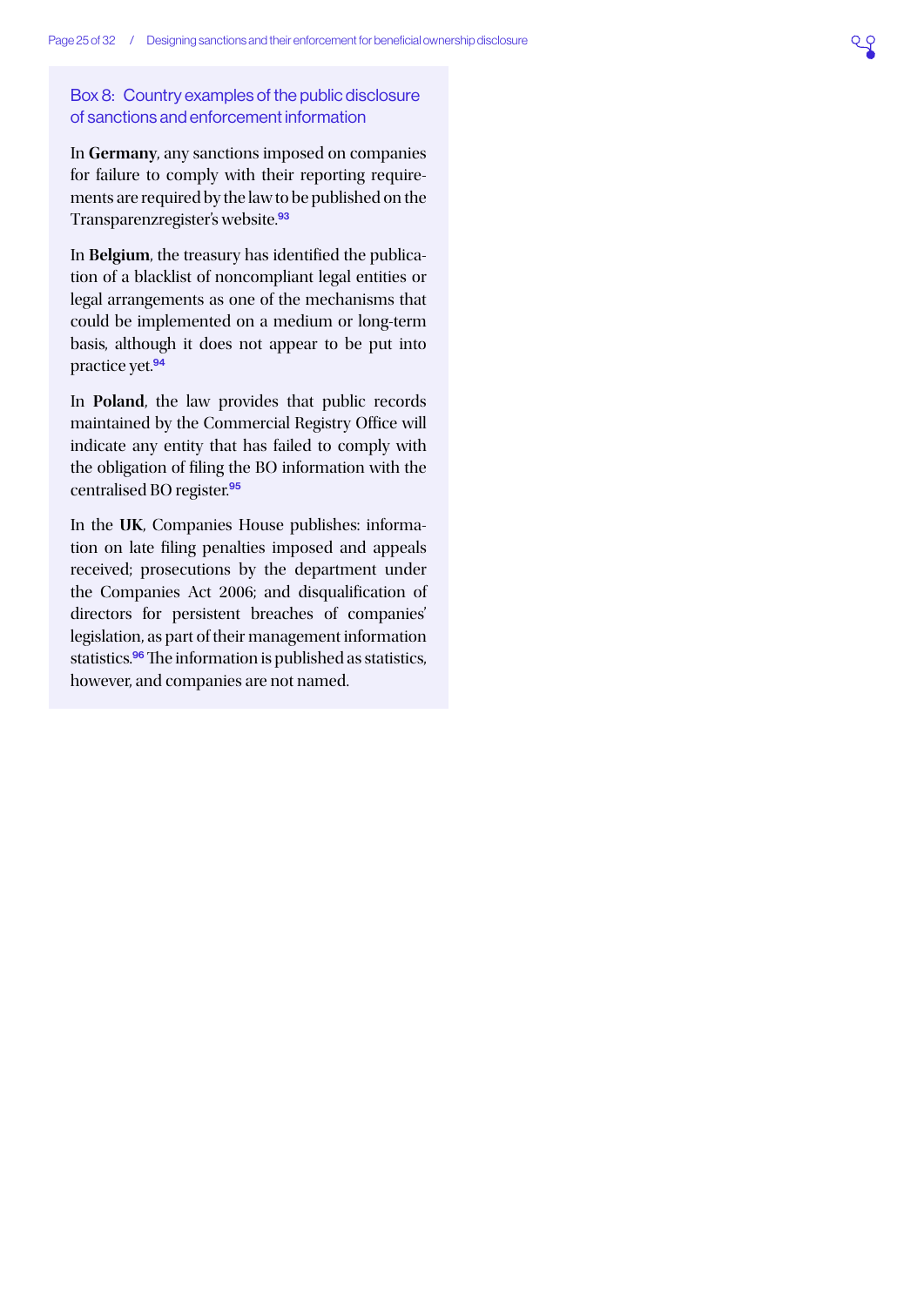### Box 8: Country examples of the public disclosure of sanctions and enforcement information

In **Germany**, any sanctions imposed on companies for failure to comply with their reporting requirements are required by the law to be published on the Transparenzregister's website.[93]

In **Belgium**, the treasury has identified the publication of a blacklist of noncompliant legal entities or legal arrangements as one of the mechanisms that could be implemented on a medium or long-term basis, although it does not appear to be put into practice yet.[94]

In **Poland**, the law provides that public records maintained by the Commercial Registry Office will indicate any entity that has failed to comply with the obligation of filing the BO information with the centralised BO register.[95]

In the **UK**, Companies House publishes: information on late filing penalties imposed and appeals received; prosecutions by the department under the Companies Act 2006; and disqualification of directors for persistent breaches of companies' legislation, as part of their management information statistics.[96] The information is published as statistics, however, and companies are not named.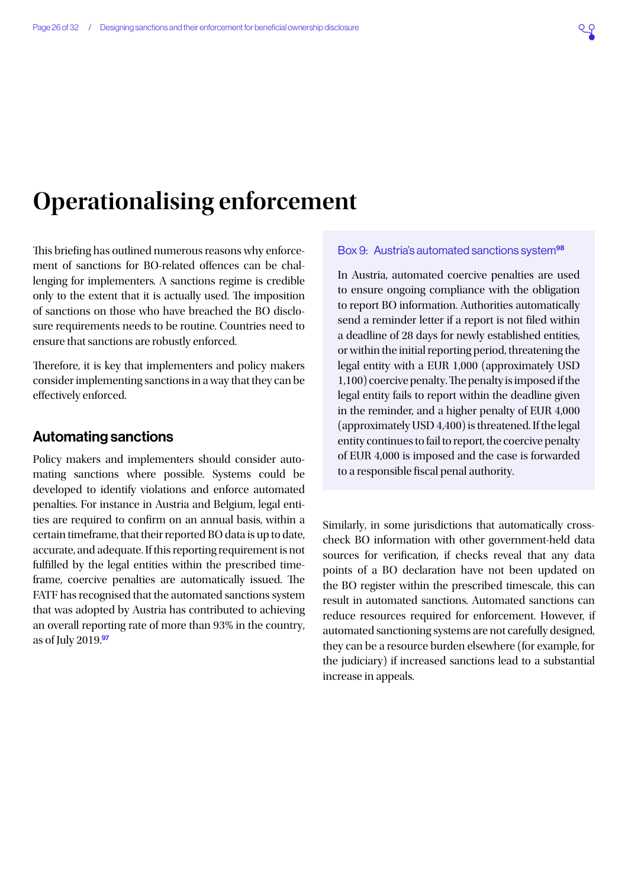# Operationalising enforcement

This briefing has outlined numerous reasons why enforcement of sanctions for BO-related offences can be challenging for implementers. A sanctions regime is credible only to the extent that it is actually used. The imposition of sanctions on those who have breached the BO disclosure requirements needs to be routine. Countries need to ensure that sanctions are robustly enforced.

Therefore, it is key that implementers and policy makers consider implementing sanctions in a way that they can be effectively enforced.

## Automating sanctions

Policy makers and implementers should consider automating sanctions where possible. Systems could be developed to identify violations and enforce automated penalties. For instance in Austria and Belgium, legal entities are required to confirm on an annual basis, within a certain timeframe, that their reported BO data is up to date, accurate, and adequate. If this reporting requirement is not fulfilled by the legal entities within the prescribed timeframe, coercive penalties are automatically issued. The FATF has recognised that the automated sanctions system that was adopted by Austria has contributed to achieving an overall reporting rate of more than 93% in the country, as of July 2019.[97]

> **Box 9: Austria's automated sanctions system[98]**
>
> In Austria, automated coercive penalties are used to ensure ongoing compliance with the obligation to report BO information. Authorities automatically send a reminder letter if a report is not filed within a deadline of 28 days for newly established entities, or within the initial reporting period, threatening the legal entity with a EUR 1,000 (approximately USD 1,100) coercive penalty. The penalty is imposed if the legal entity fails to report within the deadline given in the reminder, and a higher penalty of EUR 4,000 (approximately USD 4,400) is threatened. If the legal entity continues to fail to report, the coercive penalty of EUR 4,000 is imposed and the case is forwarded to a responsible fiscal penal authority.

Similarly, in some jurisdictions that automatically cross-check BO information with other government-held data sources for verification, if checks reveal that any data points of a BO declaration have not been updated on the BO register within the prescribed timescale, this can result in automated sanctions. Automated sanctions can reduce resources required for enforcement. However, if automated sanctioning systems are not carefully designed, they can be a resource burden elsewhere (for example, for the judiciary) if increased sanctions lead to a substantial increase in appeals.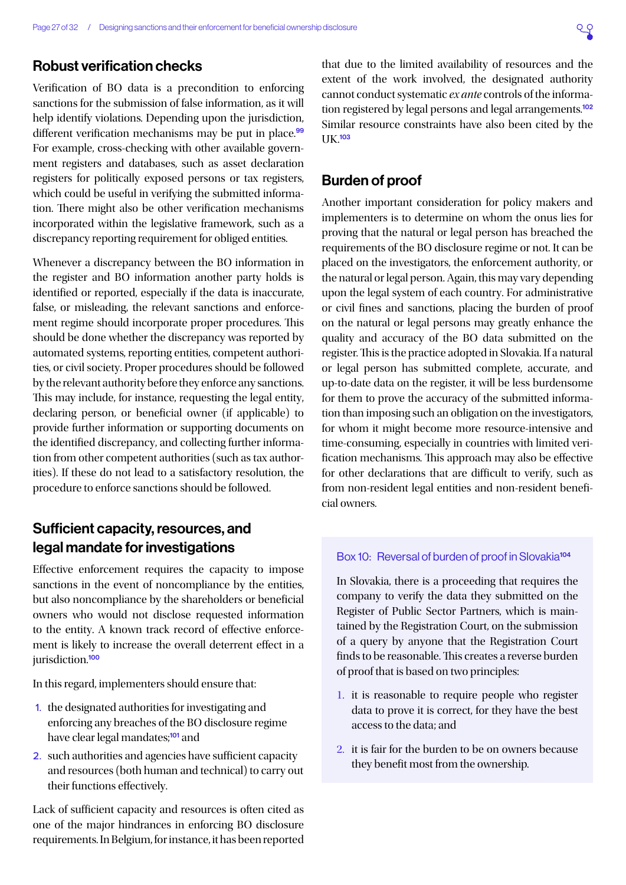## Robust verification checks

Verification of BO data is a precondition to enforcing sanctions for the submission of false information, as it will help identify violations. Depending upon the jurisdiction, different verification mechanisms may be put in place.[99] For example, cross-checking with other available government registers and databases, such as asset declaration registers for politically exposed persons or tax registers, which could be useful in verifying the submitted information. There might also be other verification mechanisms incorporated within the legislative framework, such as a discrepancy reporting requirement for obliged entities.

Whenever a discrepancy between the BO information in the register and BO information another party holds is identified or reported, especially if the data is inaccurate, false, or misleading, the relevant sanctions and enforcement regime should incorporate proper procedures. This should be done whether the discrepancy was reported by automated systems, reporting entities, competent authorities, or civil society. Proper procedures should be followed by the relevant authority before they enforce any sanctions. This may include, for instance, requesting the legal entity, declaring person, or beneficial owner (if applicable) to provide further information or supporting documents on the identified discrepancy, and collecting further information from other competent authorities (such as tax authorities). If these do not lead to a satisfactory resolution, the procedure to enforce sanctions should be followed.

## Sufficient capacity, resources, and legal mandate for investigations

Effective enforcement requires the capacity to impose sanctions in the event of noncompliance by the entities, but also noncompliance by the shareholders or beneficial owners who would not disclose requested information to the entity. A known track record of effective enforcement is likely to increase the overall deterrent effect in a jurisdiction.[100]

In this regard, implementers should ensure that:

1. the designated authorities for investigating and enforcing any breaches of the BO disclosure regime have clear legal mandates;[101] and
2. such authorities and agencies have sufficient capacity and resources (both human and technical) to carry out their functions effectively.

Lack of sufficient capacity and resources is often cited as one of the major hindrances in enforcing BO disclosure requirements. In Belgium, for instance, it has been reported that due to the limited availability of resources and the extent of the work involved, the designated authority cannot conduct systematic *ex ante* controls of the information registered by legal persons and legal arrangements.[102] Similar resource constraints have also been cited by the UK.[103]

## Burden of proof

Another important consideration for policy makers and implementers is to determine on whom the onus lies for proving that the natural or legal person has breached the requirements of the BO disclosure regime or not. It can be placed on the investigators, the enforcement authority, or the natural or legal person. Again, this may vary depending upon the legal system of each country. For administrative or civil fines and sanctions, placing the burden of proof on the natural or legal persons may greatly enhance the quality and accuracy of the BO data submitted on the register. This is the practice adopted in Slovakia. If a natural or legal person has submitted complete, accurate, and up-to-date data on the register, it will be less burdensome for them to prove the accuracy of the submitted information than imposing such an obligation on the investigators, for whom it might become more resource-intensive and time-consuming, especially in countries with limited verification mechanisms. This approach may also be effective for other declarations that are difficult to verify, such as from non-resident legal entities and non-resident beneficial owners.

> **Box 10: Reversal of burden of proof in Slovakia[104]**
>
> In Slovakia, there is a proceeding that requires the company to verify the data they submitted on the Register of Public Sector Partners, which is maintained by the Registration Court, on the submission of a query by anyone that the Registration Court finds to be reasonable. This creates a reverse burden of proof that is based on two principles:
>
> 1. it is reasonable to require people who register data to prove it is correct, for they have the best access to the data; and
> 2. it is fair for the burden to be on owners because they benefit most from the ownership.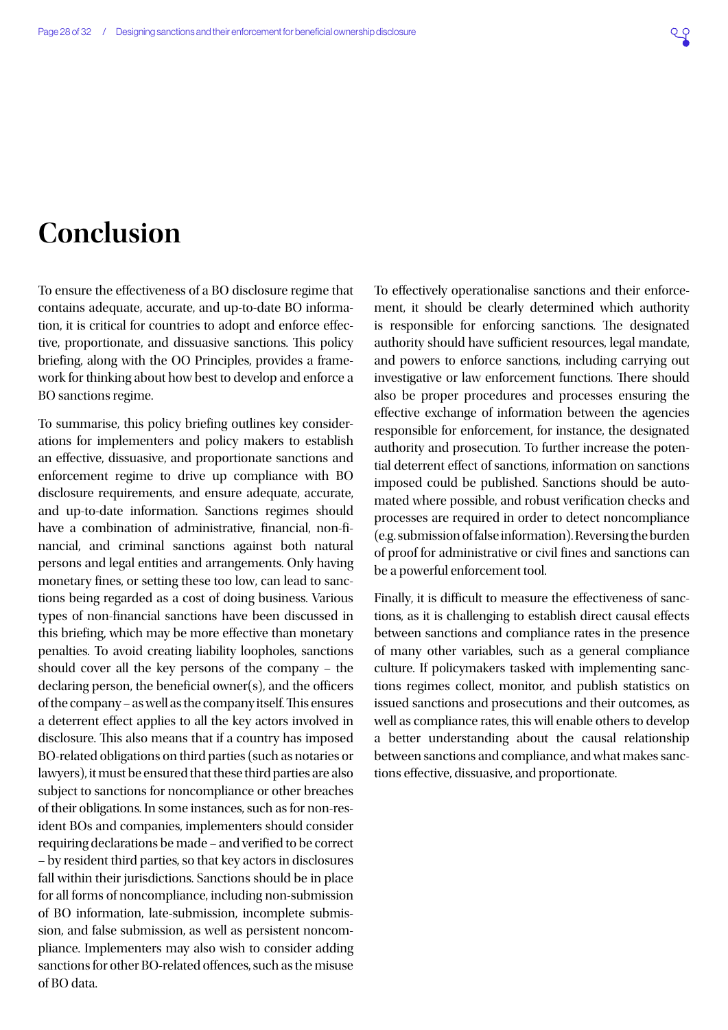# Conclusion

To ensure the effectiveness of a BO disclosure regime that contains adequate, accurate, and up-to-date BO information, it is critical for countries to adopt and enforce effective, proportionate, and dissuasive sanctions. This policy briefing, along with the OO Principles, provides a framework for thinking about how best to develop and enforce a BO sanctions regime.

To summarise, this policy briefing outlines key considerations for implementers and policy makers to establish an effective, dissuasive, and proportionate sanctions and enforcement regime to drive up compliance with BO disclosure requirements, and ensure adequate, accurate, and up-to-date information. Sanctions regimes should have a combination of administrative, financial, non-financial, and criminal sanctions against both natural persons and legal entities and arrangements. Only having monetary fines, or setting these too low, can lead to sanctions being regarded as a cost of doing business. Various types of non-financial sanctions have been discussed in this briefing, which may be more effective than monetary penalties. To avoid creating liability loopholes, sanctions should cover all the key persons of the company – the declaring person, the beneficial owner(s), and the officers of the company – as well as the company itself. This ensures a deterrent effect applies to all the key actors involved in disclosure. This also means that if a country has imposed BO-related obligations on third parties (such as notaries or lawyers), it must be ensured that these third parties are also subject to sanctions for noncompliance or other breaches of their obligations. In some instances, such as for non-resident BOs and companies, implementers should consider requiring declarations be made – and verified to be correct – by resident third parties, so that key actors in disclosures fall within their jurisdictions. Sanctions should be in place for all forms of noncompliance, including non-submission of BO information, late-submission, incomplete submission, and false submission, as well as persistent noncompliance. Implementers may also wish to consider adding sanctions for other BO-related offences, such as the misuse of BO data.

To effectively operationalise sanctions and their enforcement, it should be clearly determined which authority is responsible for enforcing sanctions. The designated authority should have sufficient resources, legal mandate, and powers to enforce sanctions, including carrying out investigative or law enforcement functions. There should also be proper procedures and processes ensuring the effective exchange of information between the agencies responsible for enforcement, for instance, the designated authority and prosecution. To further increase the potential deterrent effect of sanctions, information on sanctions imposed could be published. Sanctions should be automated where possible, and robust verification checks and processes are required in order to detect noncompliance (e.g. submission of false information). Reversing the burden of proof for administrative or civil fines and sanctions can be a powerful enforcement tool.

Finally, it is difficult to measure the effectiveness of sanctions, as it is challenging to establish direct causal effects between sanctions and compliance rates in the presence of many other variables, such as a general compliance culture. If policymakers tasked with implementing sanctions regimes collect, monitor, and publish statistics on issued sanctions and prosecutions and their outcomes, as well as compliance rates, this will enable others to develop a better understanding about the causal relationship between sanctions and compliance, and what makes sanctions effective, dissuasive, and proportionate.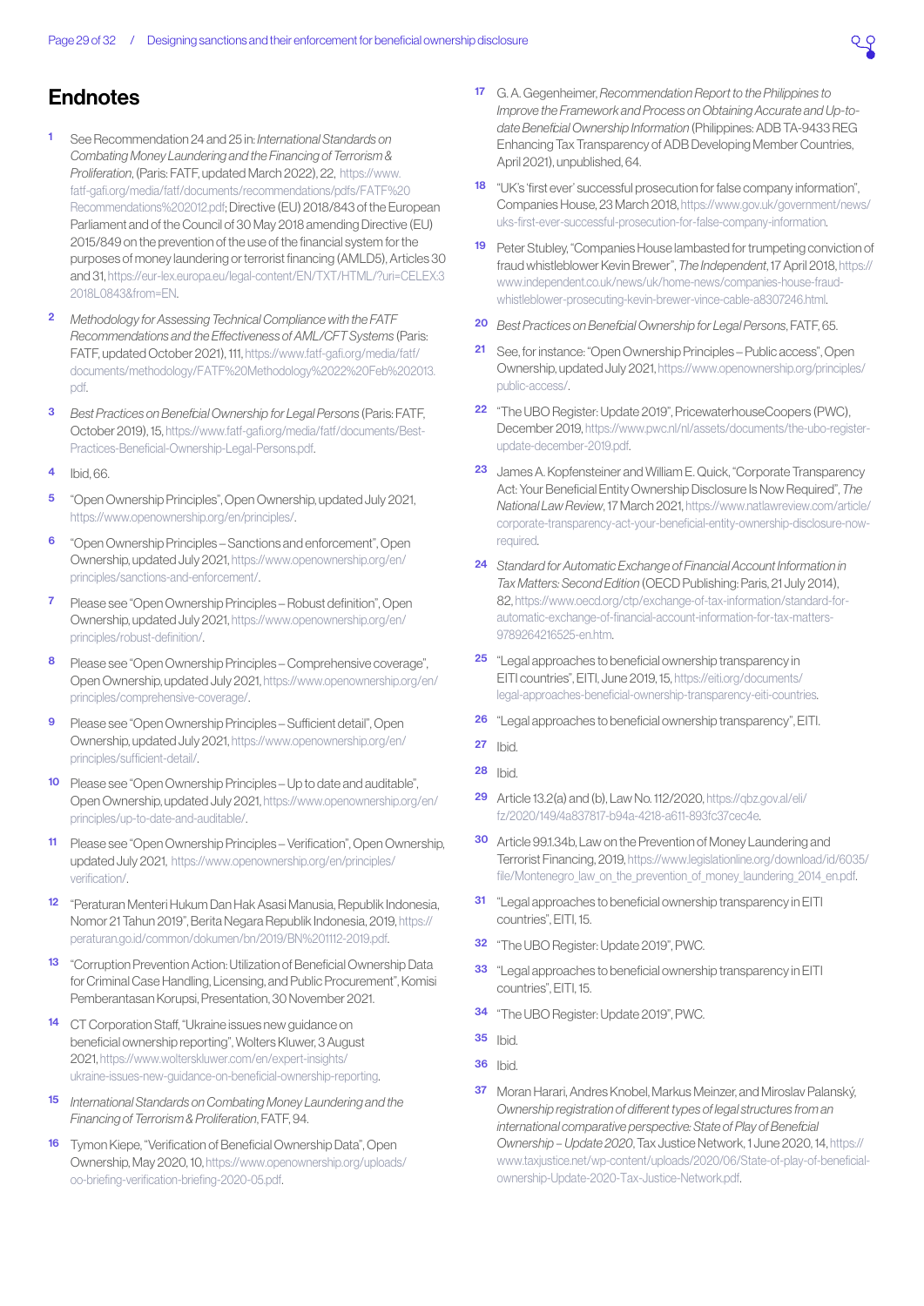## Endnotes

1. See Recommendation 24 and 25 in: *International Standards on Combating Money Laundering and the Financing of Terrorism & Proliferation*, (Paris: FATF, updated March 2022), 22, https://www.fatf-gafi.org/media/fatf/documents/recommendations/pdfs/FATF%20Recommendations%202012.pdf; Directive (EU) 2018/843 of the European Parliament and of the Council of 30 May 2018 amending Directive (EU) 2015/849 on the prevention of the use of the financial system for the purposes of money laundering or terrorist financing (AMLD5), Articles 30 and 31, https://eur-lex.europa.eu/legal-content/EN/TXT/HTML/?uri=CELEX:32018L0843&from=EN.

2. *Methodology for Assessing Technical Compliance with the FATF Recommendations and the Effectiveness of AML/CFT Systems* (Paris: FATF, updated October 2021), 111, https://www.fatf-gafi.org/media/fatf/documents/methodology/FATF%20Methodology%2022%20Feb%202013.pdf.

3. *Best Practices on Beneficial Ownership for Legal Persons* (Paris: FATF, October 2019), 15, https://www.fatf-gafi.org/media/fatf/documents/Best-Practices-Beneficial-Ownership-Legal-Persons.pdf.

4. Ibid, 66.

5. "Open Ownership Principles", Open Ownership, updated July 2021, https://www.openownership.org/en/principles/.

6. "Open Ownership Principles – Sanctions and enforcement", Open Ownership, updated July 2021, https://www.openownership.org/en/principles/sanctions-and-enforcement/.

7. Please see "Open Ownership Principles – Robust definition", Open Ownership, updated July 2021, https://www.openownership.org/en/principles/robust-definition/.

8. Please see "Open Ownership Principles – Comprehensive coverage", Open Ownership, updated July 2021, https://www.openownership.org/en/principles/comprehensive-coverage/.

9. Please see "Open Ownership Principles – Sufficient detail", Open Ownership, updated July 2021, https://www.openownership.org/en/principles/sufficient-detail/.

10. Please see "Open Ownership Principles – Up to date and auditable", Open Ownership, updated July 2021, https://www.openownership.org/en/principles/up-to-date-and-auditable/.

11. Please see "Open Ownership Principles – Verification", Open Ownership, updated July 2021, https://www.openownership.org/en/principles/verification/.

12. "Peraturan Menteri Hukum Dan Hak Asasi Manusia, Republik Indonesia, Nomor 21 Tahun 2019", Berita Negara Republik Indonesia, 2019, https://peraturan.go.id/common/dokumen/bn/2019/BN%201112-2019.pdf.

13. "Corruption Prevention Action: Utilization of Beneficial Ownership Data for Criminal Case Handling, Licensing, and Public Procurement", Komisi Pemberantasan Korupsi, Presentation, 30 November 2021.

14. CT Corporation Staff, "Ukraine issues new guidance on beneficial ownership reporting", Wolters Kluwer, 3 August 2021, https://www.wolterskluwer.com/en/expert-insights/ukraine-issues-new-guidance-on-beneficial-ownership-reporting.

15. *International Standards on Combating Money Laundering and the Financing of Terrorism & Proliferation*, FATF, 94.

16. Tymon Kiepe, "Verification of Beneficial Ownership Data", Open Ownership, May 2020, 10, https://www.openownership.org/uploads/oo-briefing-verification-briefing-2020-05.pdf.

17. G. A. Gegenheimer, *Recommendation Report to the Philippines to Improve the Framework and Process on Obtaining Accurate and Up-to-date Beneficial Ownership Information* (Philippines: ADB TA-9433 REG Enhancing Tax Transparency of ADB Developing Member Countries, April 2021), unpublished, 64.

18. "UK's 'first ever' successful prosecution for false company information", Companies House, 23 March 2018, https://www.gov.uk/government/news/uks-first-ever-successful-prosecution-for-false-company-information.

19. Peter Stubley, "Companies House lambasted for trumpeting conviction of fraud whistleblower Kevin Brewer", *The Independent*, 17 April 2018, https://www.independent.co.uk/news/uk/home-news/companies-house-fraud-whistleblower-prosecuting-kevin-brewer-vince-cable-a8307246.html.

20. *Best Practices on Beneficial Ownership for Legal Persons*, FATF, 65.

21. See, for instance: "Open Ownership Principles – Public access", Open Ownership, updated July 2021, https://www.openownership.org/principles/public-access/.

22. "The UBO Register: Update 2019", PricewaterhouseCoopers (PWC), December 2019, https://www.pwc.nl/nl/assets/documents/the-ubo-register-update-december-2019.pdf.

23. James A. Kopfensteiner and William E. Quick, "Corporate Transparency Act: Your Beneficial Entity Ownership Disclosure Is Now Required", *The National Law Review*, 17 March 2021, https://www.natlawreview.com/article/corporate-transparency-act-your-beneficial-entity-ownership-disclosure-now-required.

24. *Standard for Automatic Exchange of Financial Account Information in Tax Matters: Second Edition* (OECD Publishing: Paris, 21 July 2014), 82, https://www.oecd.org/ctp/exchange-of-tax-information/standard-for-automatic-exchange-of-financial-account-information-for-tax-matters-9789264216525-en.htm.

25. "Legal approaches to beneficial ownership transparency in EITI countries", EITI, June 2019, 15, https://eiti.org/documents/legal-approaches-beneficial-ownership-transparency-eiti-countries.

26. "Legal approaches to beneficial ownership transparency", EITI.

27. Ibid.

28. Ibid.

29. Article 13.2(a) and (b), Law No. 112/2020, https://qbz.gov.al/eli/fz/2020/149/4a837817-b94a-4218-a611-893fc37cec4e.

30. Article 99.1.34b, Law on the Prevention of Money Laundering and Terrorist Financing, 2019, https://www.legislationline.org/download/id/6035/file/Montenegro_law_on_the_prevention_of_money_laundering_2014_en.pdf.

31. "Legal approaches to beneficial ownership transparency in EITI countries", EITI, 15.

32. "The UBO Register: Update 2019", PWC.

33. "Legal approaches to beneficial ownership transparency in EITI countries", EITI, 15.

34. "The UBO Register: Update 2019", PWC.

35. Ibid.

36. Ibid.

37. Moran Harari, Andres Knobel, Markus Meinzer, and Miroslav Palanský, *Ownership registration of different types of legal structures from an international comparative perspective: State of Play of Beneficial Ownership – Update 2020*, Tax Justice Network, 1 June 2020, 14, https://www.taxjustice.net/wp-content/uploads/2020/06/State-of-play-of-beneficial-ownership-Update-2020-Tax-Justice-Network.pdf.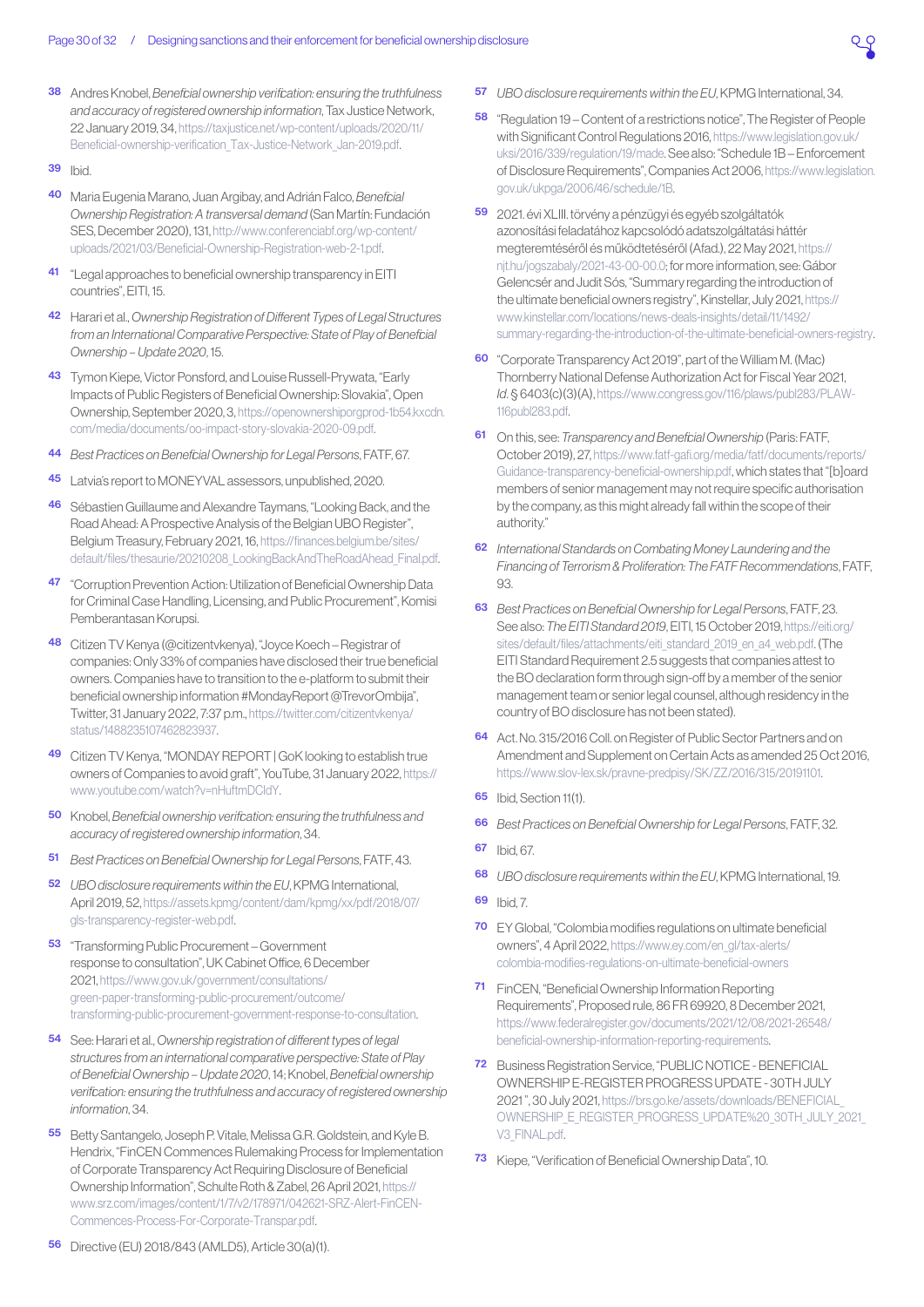38 Andres Knobel, *Beneficial ownership verification: ensuring the truthfulness and accuracy of registered ownership information*, Tax Justice Network, 22 January 2019, 34, https://taxjustice.net/wp-content/uploads/2020/11/Beneficial-ownership-verification_Tax-Justice-Network_Jan-2019.pdf.

39 Ibid.

40 Maria Eugenia Marano, Juan Argibay, and Adrián Falco, *Beneficial Ownership Registration: A transversal demand* (San Martín: Fundación SES, December 2020), 131, http://www.conferenciabf.org/wp-content/uploads/2021/03/Beneficial-Ownership-Registration-web-2-1.pdf.

41 "Legal approaches to beneficial ownership transparency in EITI countries", EITI, 15.

42 Harari et al., *Ownership Registration of Different Types of Legal Structures from an International Comparative Perspective: State of Play of Beneficial Ownership – Update 2020*, 15.

43 Tymon Kiepe, Victor Ponsford, and Louise Russell-Prywata, "Early Impacts of Public Registers of Beneficial Ownership: Slovakia", Open Ownership, September 2020, 3, https://openownershiporgprod-1b54.kxcdn.com/media/documents/oo-impact-story-slovakia-2020-09.pdf.

44 *Best Practices on Beneficial Ownership for Legal Persons*, FATF, 67.

45 Latvia's report to MONEYVAL assessors, unpublished, 2020.

46 Sébastien Guillaume and Alexandre Taymans, "Looking Back, and the Road Ahead: A Prospective Analysis of the Belgian UBO Register", Belgium Treasury, February 2021, 16, https://finances.belgium.be/sites/default/files/thesaurie/20210208_LookingBackAndTheRoadAhead_Final.pdf.

47 "Corruption Prevention Action: Utilization of Beneficial Ownership Data for Criminal Case Handling, Licensing, and Public Procurement", Komisi Pemberantasan Korupsi.

48 Citizen TV Kenya (@citizentvkenya), "Joyce Koech – Registrar of companies: Only 33% of companies have disclosed their true beneficial owners. Companies have to transition to the e-platform to submit their beneficial ownership information #MondayReport @TrevorOmbija", Twitter, 31 January 2022, 7:37 p.m., https://twitter.com/citizentvkenya/status/1488235107462823937.

49 Citizen TV Kenya, "MONDAY REPORT | GoK looking to establish true owners of Companies to avoid graft", YouTube, 31 January 2022, https://www.youtube.com/watch?v=nHuftmDCldY.

50 Knobel, *Beneficial ownership verification: ensuring the truthfulness and accuracy of registered ownership information*, 34.

51 *Best Practices on Beneficial Ownership for Legal Persons*, FATF, 43.

52 *UBO disclosure requirements within the EU*, KPMG International, April 2019, 52, https://assets.kpmg/content/dam/kpmg/xx/pdf/2018/07/gls-transparency-register-web.pdf.

53 "Transforming Public Procurement – Government response to consultation", UK Cabinet Office, 6 December 2021, https://www.gov.uk/government/consultations/green-paper-transforming-public-procurement/outcome/transforming-public-procurement-government-response-to-consultation.

54 See: Harari et al., *Ownership registration of different types of legal structures from an international comparative perspective: State of Play of Beneficial Ownership – Update 2020*, 14; Knobel, *Beneficial ownership verification: ensuring the truthfulness and accuracy of registered ownership information*, 34.

55 Betty Santangelo, Joseph P. Vitale, Melissa G.R. Goldstein, and Kyle B. Hendrix, "FinCEN Commences Rulemaking Process for Implementation of Corporate Transparency Act Requiring Disclosure of Beneficial Ownership Information", Schulte Roth & Zabel, 26 April 2021, https://www.srz.com/images/content/1/7/v2/178971/042621-SRZ-Alert-FinCEN-Commences-Process-For-Corporate-Transpar.pdf.

56 Directive (EU) 2018/843 (AMLD5), Article 30(a)(1).

57 *UBO disclosure requirements within the EU*, KPMG International, 34.

58 "Regulation 19 – Content of a restrictions notice", The Register of People with Significant Control Regulations 2016, https://www.legislation.gov.uk/uksi/2016/339/regulation/19/made. See also: "Schedule 1B – Enforcement of Disclosure Requirements", Companies Act 2006, https://www.legislation.gov.uk/ukpga/2006/46/schedule/1B.

59 2021. évi XLIII. törvény a pénzügyi és egyéb szolgáltatók azonosítási feladatához kapcsolódó adatszolgáltatási háttér megteremtéséről és működtetéséről (Afad.), 22 May 2021, https://njt.hu/jogszabaly/2021-43-00-00.0; for more information, see: Gábor Gelencsér and Judit Sós, "Summary regarding the introduction of the ultimate beneficial owners registry", Kinstellar, July 2021, https://www.kinstellar.com/locations/news-deals-insights/detail/11/1492/summary-regarding-the-introduction-of-the-ultimate-beneficial-owners-registry.

60 "Corporate Transparency Act 2019", part of the William M. (Mac) Thornberry National Defense Authorization Act for Fiscal Year 2021, *Id.* § 6403(c)(3)(A), https://www.congress.gov/116/plaws/publ283/PLAW-116publ283.pdf.

61 On this, see: *Transparency and Beneficial Ownership* (Paris: FATF, October 2019), 27, https://www.fatf-gafi.org/media/fatf/documents/reports/Guidance-transparency-beneficial-ownership.pdf, which states that "[b]oard members of senior management may not require specific authorisation by the company, as this might already fall within the scope of their authority."

62 *International Standards on Combating Money Laundering and the Financing of Terrorism & Proliferation: The FATF Recommendations*, FATF, 93.

63 *Best Practices on Beneficial Ownership for Legal Persons*, FATF, 23. See also: *The EITI Standard 2019*, EITI, 15 October 2019, https://eiti.org/sites/default/files/attachments/eiti_standard_2019_en_a4_web.pdf. (The EITI Standard Requirement 2.5 suggests that companies attest to the BO declaration form through sign-off by a member of the senior management team or senior legal counsel, although residency in the country of BO disclosure has not been stated).

64 Act. No. 315/2016 Coll. on Register of Public Sector Partners and on Amendment and Supplement on Certain Acts as amended 25 Oct 2016, https://www.slov-lex.sk/pravne-predpisy/SK/ZZ/2016/315/20191101.

65 Ibid, Section 11(1).

66 *Best Practices on Beneficial Ownership for Legal Persons*, FATF, 32.

67 Ibid, 67.

68 *UBO disclosure requirements within the EU*, KPMG International, 19.

69 Ibid, 7.

70 EY Global, "Colombia modifies regulations on ultimate beneficial owners", 4 April 2022, https://www.ey.com/en_gl/tax-alerts/colombia-modifies-regulations-on-ultimate-beneficial-owners

71 FinCEN, "Beneficial Ownership Information Reporting Requirements", Proposed rule, 86 FR 69920, 8 December 2021, https://www.federalregister.gov/documents/2021/12/08/2021-26548/beneficial-ownership-information-reporting-requirements.

72 Business Registration Service, "PUBLIC NOTICE - BENEFICIAL OWNERSHIP E-REGISTER PROGRESS UPDATE - 30TH JULY 2021", 30 July 2021, https://brs.go.ke/assets/downloads/BENEFICIAL_OWNERSHIP_E_REGISTER_PROGRESS_UPDATE%20_30TH_JULY_2021_V3_FINAL.pdf.

73 Kiepe, "Verification of Beneficial Ownership Data", 10.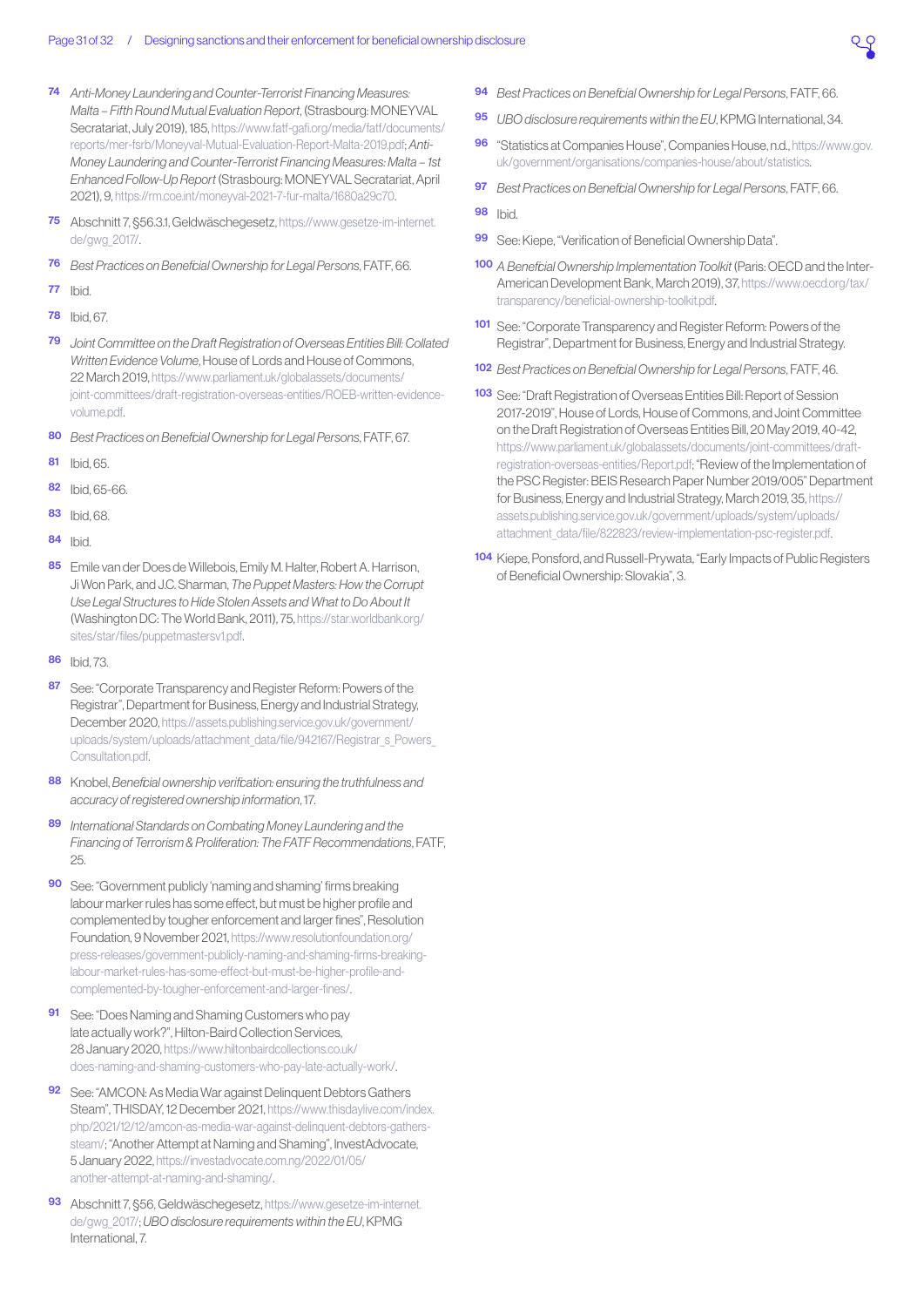74 *Anti-Money Laundering and Counter-Terrorist Financing Measures: Malta – Fifth Round Mutual Evaluation Report*, (Strasbourg: MONEYVAL Secratariat, July 2019), 185, https://www.fatf-gafi.org/media/fatf/documents/reports/mer-fsrb/Moneyval-Mutual-Evaluation-Report-Malta-2019.pdf; *Anti-Money Laundering and Counter-Terrorist Financing Measures: Malta – 1st Enhanced Follow-Up Report* (Strasbourg: MONEYVAL Secratariat, April 2021), 9, https://rm.coe.int/moneyval-2021-7-fur-malta/1680a29c70.

75 Abschnitt 7, §56.3.1, Geldwäschegesetz, https://www.gesetze-im-internet.de/gwg_2017/.

76 *Best Practices on Beneficial Ownership for Legal Persons*, FATF, 66.

77 Ibid.

78 Ibid, 67.

79 *Joint Committee on the Draft Registration of Overseas Entities Bill: Collated Written Evidence Volume*, House of Lords and House of Commons, 22 March 2019, https://www.parliament.uk/globalassets/documents/joint-committees/draft-registration-overseas-entities/ROEB-written-evidence-volume.pdf.

80 *Best Practices on Beneficial Ownership for Legal Persons*, FATF, 67.

81 Ibid, 65.

82 Ibid, 65-66.

83 Ibid, 68.

84 Ibid.

85 Emile van der Does de Willebois, Emily M. Halter, Robert A. Harrison, Ji Won Park, and J.C. Sharman, *The Puppet Masters: How the Corrupt Use Legal Structures to Hide Stolen Assets and What to Do About It* (Washington DC: The World Bank, 2011), 75, https://star.worldbank.org/sites/star/files/puppetmastersv1.pdf.

86 Ibid, 73.

87 See: "Corporate Transparency and Register Reform: Powers of the Registrar", Department for Business, Energy and Industrial Strategy, December 2020, https://assets.publishing.service.gov.uk/government/uploads/system/uploads/attachment_data/file/942167/Registrar_s_Powers_Consultation.pdf.

88 Knobel, *Beneficial ownership verification: ensuring the truthfulness and accuracy of registered ownership information*, 17.

89 *International Standards on Combating Money Laundering and the Financing of Terrorism & Proliferation: The FATF Recommendations*, FATF, 25.

90 See: "Government publicly 'naming and shaming' firms breaking labour marker rules has some effect, but must be higher profile and complemented by tougher enforcement and larger fines", Resolution Foundation, 9 November 2021, https://www.resolutionfoundation.org/press-releases/government-publicly-naming-and-shaming-firms-breaking-labour-market-rules-has-some-effect-but-must-be-higher-profile-and-complemented-by-tougher-enforcement-and-larger-fines/.

91 See: "Does Naming and Shaming Customers who pay late actually work?", Hilton-Baird Collection Services, 28 January 2020, https://www.hiltonbairdcollections.co.uk/does-naming-and-shaming-customers-who-pay-late-actually-work/.

92 See: "AMCON: As Media War against Delinquent Debtors Gathers Steam", THISDAY, 12 December 2021, https://www.thisdaylive.com/index.php/2021/12/12/amcon-as-media-war-against-delinquent-debtors-gathers-steam/; "Another Attempt at Naming and Shaming", InvestAdvocate, 5 January 2022, https://investadvocate.com.ng/2022/01/05/another-attempt-at-naming-and-shaming/.

93 Abschnitt 7, §56, Geldwäschegesetz, https://www.gesetze-im-internet.de/gwg_2017/; *UBO disclosure requirements within the EU*, KPMG International, 7.

94 *Best Practices on Beneficial Ownership for Legal Persons*, FATF, 66.

95 *UBO disclosure requirements within the EU*, KPMG International, 34.

96 "Statistics at Companies House", Companies House, n.d., https://www.gov.uk/government/organisations/companies-house/about/statistics.

97 *Best Practices on Beneficial Ownership for Legal Persons*, FATF, 66.

98 Ibid.

99 See: Kiepe, "Verification of Beneficial Ownership Data".

100 *A Beneficial Ownership Implementation Toolkit* (Paris: OECD and the Inter-American Development Bank, March 2019), 37, https://www.oecd.org/tax/transparency/beneficial-ownership-toolkit.pdf.

101 See: "Corporate Transparency and Register Reform: Powers of the Registrar", Department for Business, Energy and Industrial Strategy.

102 *Best Practices on Beneficial Ownership for Legal Persons*, FATF, 46.

103 See: "Draft Registration of Overseas Entities Bill: Report of Session 2017-2019", House of Lords, House of Commons, and Joint Committee on the Draft Registration of Overseas Entities Bill, 20 May 2019, 40-42, https://www.parliament.uk/globalassets/documents/joint-committees/draft-registration-overseas-entities/Report.pdf; "Review of the Implementation of the PSC Register: BEIS Research Paper Number 2019/005" Department for Business, Energy and Industrial Strategy, March 2019, 35, https://assets.publishing.service.gov.uk/government/uploads/system/uploads/attachment_data/file/822823/review-implementation-psc-register.pdf.

104 Kiepe, Ponsford, and Russell-Prywata, "Early Impacts of Public Registers of Beneficial Ownership: Slovakia", 3.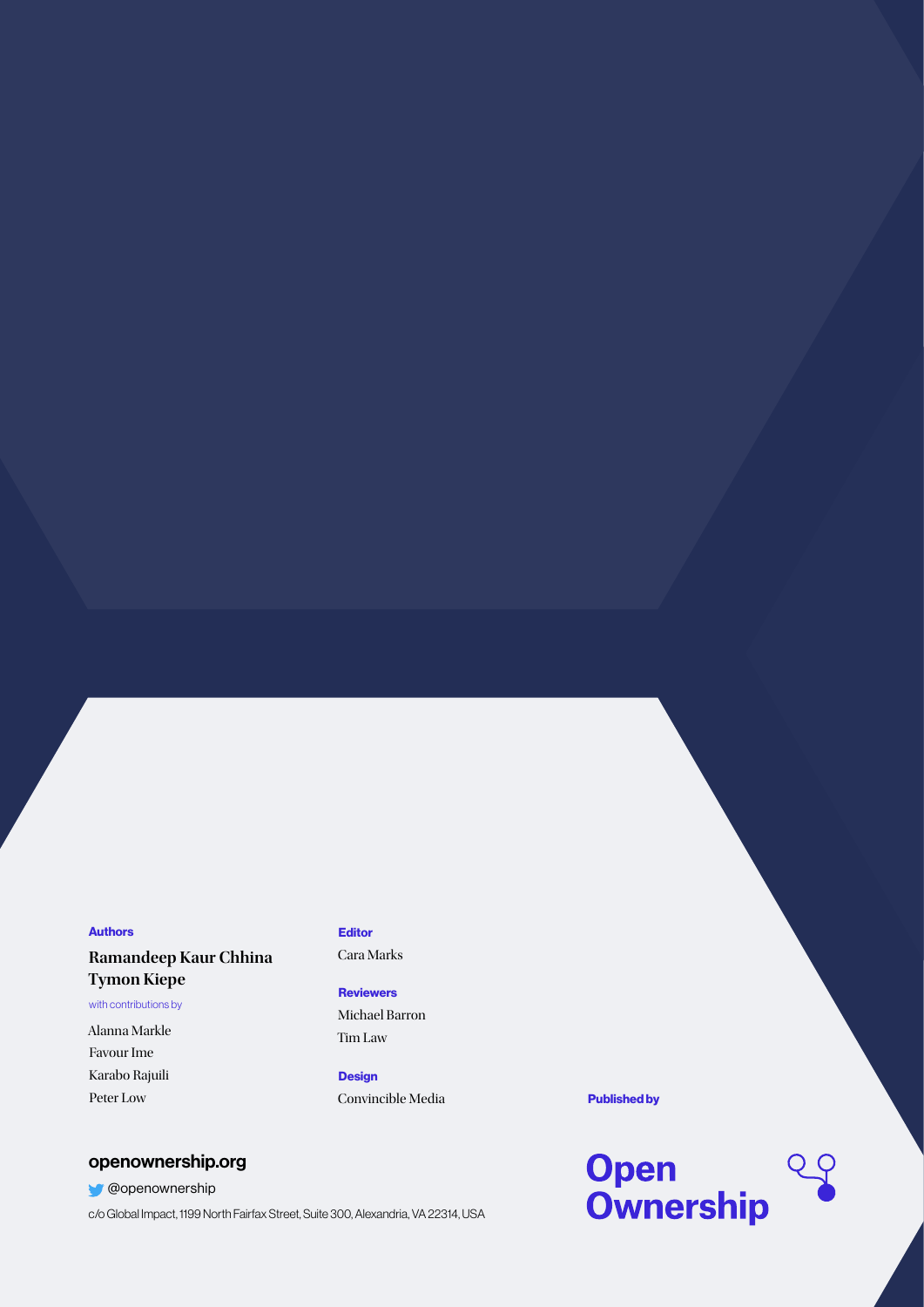**Authors**

**Ramandeep Kaur Chhina**
**Tymon Kiepe**

with contributions by

Alanna Markle
Favour Ime
Karabo Rajuili
Peter Low

**Editor**

Cara Marks

**Reviewers**

Michael Barron
Tim Law

**Design**

Convincible Media

**Published by**

Open Ownership

**openownership.org**

@openownership

c/o Global Impact, 1199 North Fairfax Street, Suite 300, Alexandria, VA 22314, USA